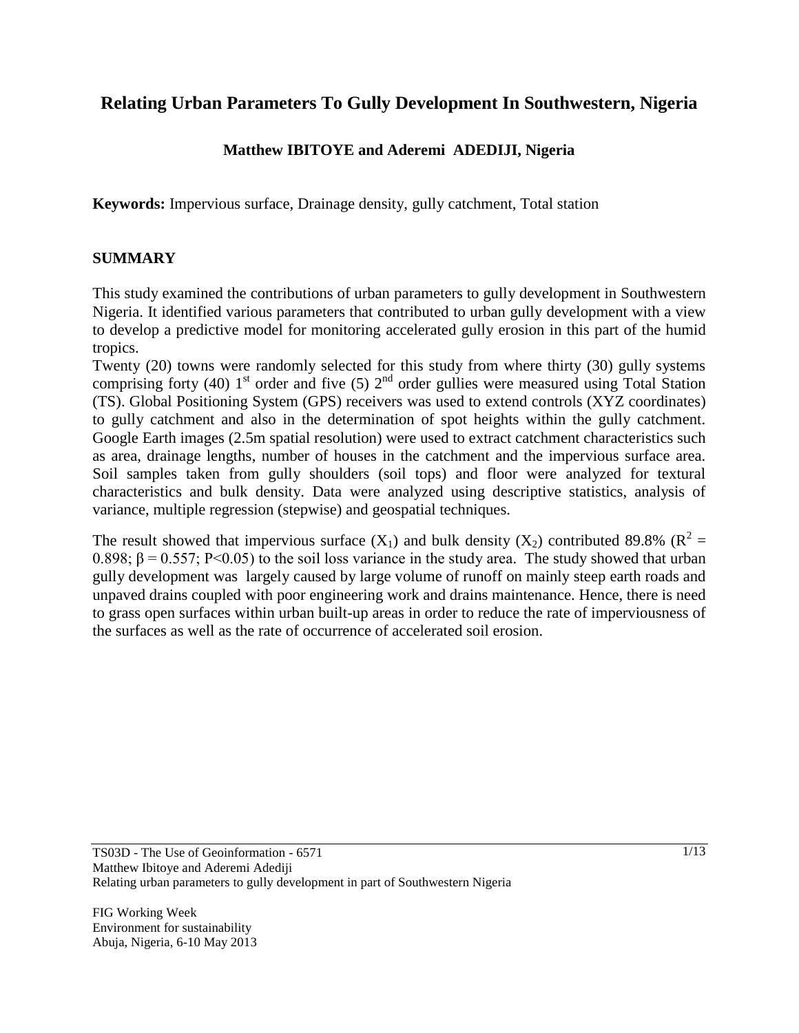# Relating Urban Parameters To Gully Development In Southwestern, Nigeria

**Matthew IBITOYE and Aderemi ADEDIJI, Nigeria**

**Keywords:** Impervious surface, Drainage density, gully catchment, Total station

## SUMMARY

This study examined the contributions of urban parameters to gully development in Southwestern Nigeria. It identified various parameters that contributed to urban gully development with a view to develop a predictive model for monitoring accelerated gully erosion in this part of the humid tropics.

Twenty (20) towns were randomly selected for this study from where thirty (30) gully systems comprising forty (40) 1st order and five (5) 2nd order gullies were measured using Total Station (TS). Global Positioning System (GPS) receivers was used to extend controls (XYZ coordinates) to gully catchment and also in the determination of spot heights within the gully catchment. Google Earth images (2.5m spatial resolution) were used to extract catchment characteristics such as area, drainage lengths, number of houses in the catchment and the impervious surface area. Soil samples taken from gully shoulders (soil tops) and floor were analyzed for textural characteristics and bulk density. Data were analyzed using descriptive statistics, analysis of variance, multiple regression (stepwise) and geospatial techniques.

The result showed that impervious surface ($X_1$) and bulk density ($X_2$) contributed 89.8% ($R^2 = 0.898$; $\beta = 0.557$; $P<0.05$) to the soil loss variance in the study area. The study showed that urban gully development was largely caused by large volume of runoff on mainly steep earth roads and unpaved drains coupled with poor engineering work and drains maintenance. Hence, there is need to grass open surfaces within urban built-up areas in order to reduce the rate of imperviousness of the surfaces as well as the rate of occurrence of accelerated soil erosion.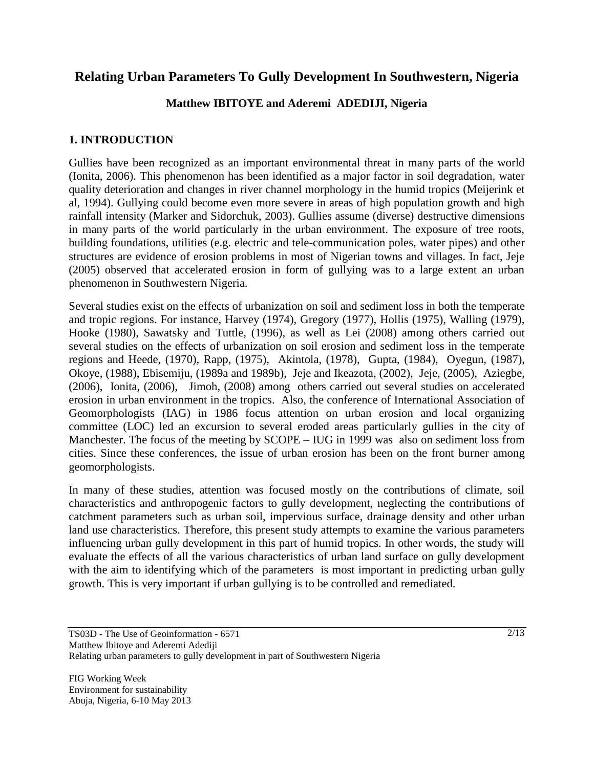# Relating Urban Parameters To Gully Development In Southwestern, Nigeria

**Matthew IBITOYE and Aderemi ADEDIJI, Nigeria**

## 1. INTRODUCTION

Gullies have been recognized as an important environmental threat in many parts of the world (Ionita, 2006). This phenomenon has been identified as a major factor in soil degradation, water quality deterioration and changes in river channel morphology in the humid tropics (Meijerink et al, 1994). Gullying could become even more severe in areas of high population growth and high rainfall intensity (Marker and Sidorchuk, 2003). Gullies assume (diverse) destructive dimensions in many parts of the world particularly in the urban environment. The exposure of tree roots, building foundations, utilities (e.g. electric and tele-communication poles, water pipes) and other structures are evidence of erosion problems in most of Nigerian towns and villages. In fact, Jeje (2005) observed that accelerated erosion in form of gullying was to a large extent an urban phenomenon in Southwestern Nigeria.

Several studies exist on the effects of urbanization on soil and sediment loss in both the temperate and tropic regions. For instance, Harvey (1974), Gregory (1977), Hollis (1975), Walling (1979), Hooke (1980), Sawatsky and Tuttle, (1996), as well as Lei (2008) among others carried out several studies on the effects of urbanization on soil erosion and sediment loss in the temperate regions and Heede, (1970), Rapp, (1975), Akintola, (1978), Gupta, (1984), Oyegun, (1987), Okoye, (1988), Ebisemiju, (1989a and 1989b), Jeje and Ikeazota, (2002), Jeje, (2005), Aziegbe, (2006), Ionita, (2006), Jimoh, (2008) among others carried out several studies on accelerated erosion in urban environment in the tropics. Also, the conference of International Association of Geomorphologists (IAG) in 1986 focus attention on urban erosion and local organizing committee (LOC) led an excursion to several eroded areas particularly gullies in the city of Manchester. The focus of the meeting by SCOPE – IUG in 1999 was also on sediment loss from cities. Since these conferences, the issue of urban erosion has been on the front burner among geomorphologists.

In many of these studies, attention was focused mostly on the contributions of climate, soil characteristics and anthropogenic factors to gully development, neglecting the contributions of catchment parameters such as urban soil, impervious surface, drainage density and other urban land use characteristics. Therefore, this present study attempts to examine the various parameters influencing urban gully development in this part of humid tropics. In other words, the study will evaluate the effects of all the various characteristics of urban land surface on gully development with the aim to identifying which of the parameters is most important in predicting urban gully growth. This is very important if urban gullying is to be controlled and remediated.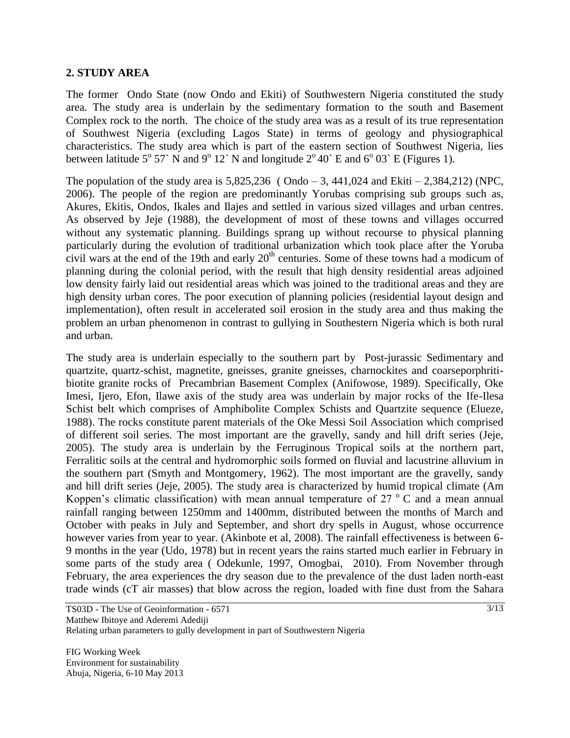## 2. STUDY AREA

The former Ondo State (now Ondo and Ekiti) of Southwestern Nigeria constituted the study area. The study area is underlain by the sedimentary formation to the south and Basement Complex rock to the north. The choice of the study area was as a result of its true representation of Southwest Nigeria (excluding Lagos State) in terms of geology and physiographical characteristics. The study area which is part of the eastern section of Southwest Nigeria, lies between latitude 5° 57` N and 9° 12` N and longitude 2° 40` E and 6° 03` E (Figures 1).

The population of the study area is 5,825,236 ( Ondo – 3, 441,024 and Ekiti – 2,384,212) (NPC, 2006). The people of the region are predominantly Yorubas comprising sub groups such as, Akures, Ekitis, Ondos, Ikales and Ilajes and settled in various sized villages and urban centres. As observed by Jeje (1988), the development of most of these towns and villages occurred without any systematic planning. Buildings sprang up without recourse to physical planning particularly during the evolution of traditional urbanization which took place after the Yoruba civil wars at the end of the 19th and early 20th centuries. Some of these towns had a modicum of planning during the colonial period, with the result that high density residential areas adjoined low density fairly laid out residential areas which was joined to the traditional areas and they are high density urban cores. The poor execution of planning policies (residential layout design and implementation), often result in accelerated soil erosion in the study area and thus making the problem an urban phenomenon in contrast to gullying in Southestern Nigeria which is both rural and urban.

The study area is underlain especially to the southern part by Post-jurassic Sedimentary and quartzite, quartz-schist, magnetite, gneisses, granite gneisses, charnockites and coarseporphritibiotite granite rocks of Precambrian Basement Complex (Anifowose, 1989). Specifically, Oke Imesi, Ijero, Efon, Ilawe axis of the study area was underlain by major rocks of the Ife-Ilesa Schist belt which comprises of Amphibolite Complex Schists and Quartzite sequence (Elueze, 1988). The rocks constitute parent materials of the Oke Messi Soil Association which comprised of different soil series. The most important are the gravelly, sandy and hill drift series (Jeje, 2005). The study area is underlain by the Ferruginous Tropical soils at the northern part, Ferralitic soils at the central and hydromorphic soils formed on fluvial and lacustrine alluvium in the southern part (Smyth and Montgomery, 1962). The most important are the gravelly, sandy and hill drift series (Jeje, 2005). The study area is characterized by humid tropical climate (Am Koppen's climatic classification) with mean annual temperature of 27 °C and a mean annual rainfall ranging between 1250mm and 1400mm, distributed between the months of March and October with peaks in July and September, and short dry spells in August, whose occurrence however varies from year to year. (Akinbote et al, 2008). The rainfall effectiveness is between 6-9 months in the year (Udo, 1978) but in recent years the rains started much earlier in February in some parts of the study area ( Odekunle, 1997, Omogbai, 2010). From November through February, the area experiences the dry season due to the prevalence of the dust laden north-east trade winds (cT air masses) that blow across the region, loaded with fine dust from the Sahara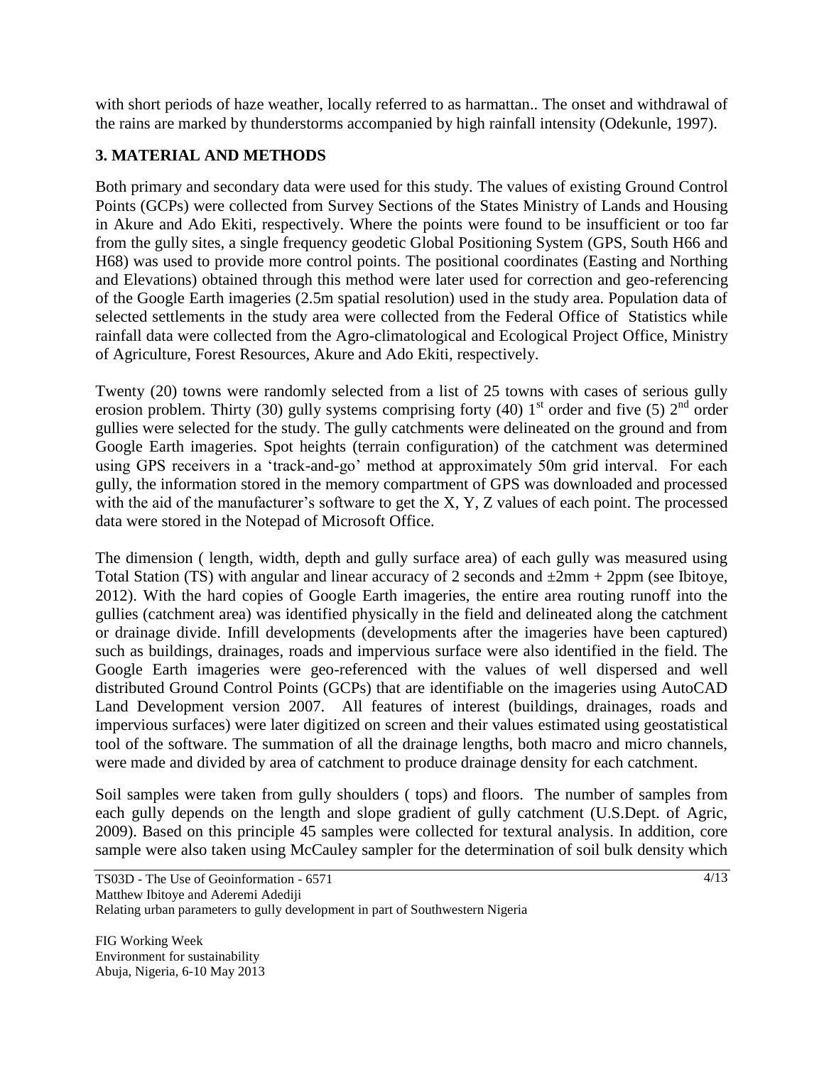with short periods of haze weather, locally referred to as harmattan.. The onset and withdrawal of the rains are marked by thunderstorms accompanied by high rainfall intensity (Odekunle, 1997).

## 3. MATERIAL AND METHODS

Both primary and secondary data were used for this study. The values of existing Ground Control Points (GCPs) were collected from Survey Sections of the States Ministry of Lands and Housing in Akure and Ado Ekiti, respectively. Where the points were found to be insufficient or too far from the gully sites, a single frequency geodetic Global Positioning System (GPS, South H66 and H68) was used to provide more control points. The positional coordinates (Easting and Northing and Elevations) obtained through this method were later used for correction and geo-referencing of the Google Earth imageries (2.5m spatial resolution) used in the study area. Population data of selected settlements in the study area were collected from the Federal Office of Statistics while rainfall data were collected from the Agro-climatological and Ecological Project Office, Ministry of Agriculture, Forest Resources, Akure and Ado Ekiti, respectively.

Twenty (20) towns were randomly selected from a list of 25 towns with cases of serious gully erosion problem. Thirty (30) gully systems comprising forty (40) $1^{st}$ order and five (5) $2^{nd}$ order gullies were selected for the study. The gully catchments were delineated on the ground and from Google Earth imageries. Spot heights (terrain configuration) of the catchment was determined using GPS receivers in a 'track-and-go' method at approximately 50m grid interval. For each gully, the information stored in the memory compartment of GPS was downloaded and processed with the aid of the manufacturer's software to get the X, Y, Z values of each point. The processed data were stored in the Notepad of Microsoft Office.

The dimension ( length, width, depth and gully surface area) of each gully was measured using Total Station (TS) with angular and linear accuracy of 2 seconds and ±2mm + 2ppm (see Ibitoye, 2012). With the hard copies of Google Earth imageries, the entire area routing runoff into the gullies (catchment area) was identified physically in the field and delineated along the catchment or drainage divide. Infill developments (developments after the imageries have been captured) such as buildings, drainages, roads and impervious surface were also identified in the field. The Google Earth imageries were geo-referenced with the values of well dispersed and well distributed Ground Control Points (GCPs) that are identifiable on the imageries using AutoCAD Land Development version 2007. All features of interest (buildings, drainages, roads and impervious surfaces) were later digitized on screen and their values estimated using geostatistical tool of the software. The summation of all the drainage lengths, both macro and micro channels, were made and divided by area of catchment to produce drainage density for each catchment.

Soil samples were taken from gully shoulders ( tops) and floors. The number of samples from each gully depends on the length and slope gradient of gully catchment (U.S.Dept. of Agric, 2009). Based on this principle 45 samples were collected for textural analysis. In addition, core sample were also taken using McCauley sampler for the determination of soil bulk density which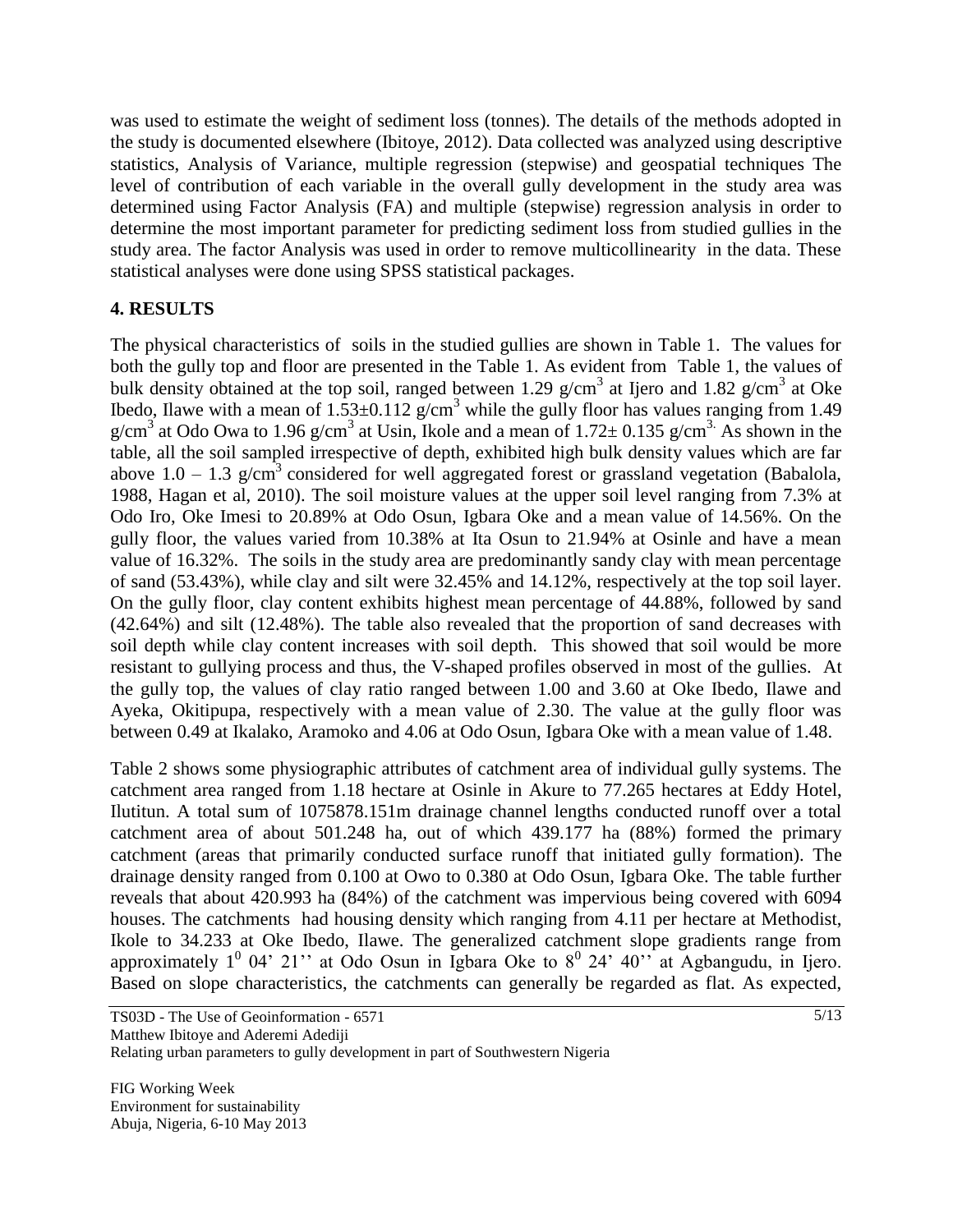was used to estimate the weight of sediment loss (tonnes). The details of the methods adopted in the study is documented elsewhere (Ibitoye, 2012). Data collected was analyzed using descriptive statistics, Analysis of Variance, multiple regression (stepwise) and geospatial techniques The level of contribution of each variable in the overall gully development in the study area was determined using Factor Analysis (FA) and multiple (stepwise) regression analysis in order to determine the most important parameter for predicting sediment loss from studied gullies in the study area. The factor Analysis was used in order to remove multicollinearity in the data. These statistical analyses were done using SPSS statistical packages.

## 4. RESULTS

The physical characteristics of soils in the studied gullies are shown in Table 1. The values for both the gully top and floor are presented in the Table 1. As evident from Table 1, the values of bulk density obtained at the top soil, ranged between 1.29 g/cm$^3$ at Ijero and 1.82 g/cm$^3$ at Oke Ibedo, Ilawe with a mean of 1.53±0.112 g/cm$^3$ while the gully floor has values ranging from 1.49 g/cm$^3$ at Odo Owa to 1.96 g/cm$^3$ at Usin, Ikole and a mean of 1.72± 0.135 g/cm$^3$. As shown in the table, all the soil sampled irrespective of depth, exhibited high bulk density values which are far above 1.0 – 1.3 g/cm$^3$ considered for well aggregated forest or grassland vegetation (Babalola, 1988, Hagan et al, 2010). The soil moisture values at the upper soil level ranging from 7.3% at Odo Iro, Oke Imesi to 20.89% at Odo Osun, Igbara Oke and a mean value of 14.56%. On the gully floor, the values varied from 10.38% at Ita Osun to 21.94% at Osinle and have a mean value of 16.32%. The soils in the study area are predominantly sandy clay with mean percentage of sand (53.43%), while clay and silt were 32.45% and 14.12%, respectively at the top soil layer. On the gully floor, clay content exhibits highest mean percentage of 44.88%, followed by sand (42.64%) and silt (12.48%). The table also revealed that the proportion of sand decreases with soil depth while clay content increases with soil depth. This showed that soil would be more resistant to gullying process and thus, the V-shaped profiles observed in most of the gullies. At the gully top, the values of clay ratio ranged between 1.00 and 3.60 at Oke Ibedo, Ilawe and Ayeka, Okitipupa, respectively with a mean value of 2.30. The value at the gully floor was between 0.49 at Ikalako, Aramoko and 4.06 at Odo Osun, Igbara Oke with a mean value of 1.48.

Table 2 shows some physiographic attributes of catchment area of individual gully systems. The catchment area ranged from 1.18 hectare at Osinle in Akure to 77.265 hectares at Eddy Hotel, Ilutitun. A total sum of 1075878.151m drainage channel lengths conducted runoff over a total catchment area of about 501.248 ha, out of which 439.177 ha (88%) formed the primary catchment (areas that primarily conducted surface runoff that initiated gully formation). The drainage density ranged from 0.100 at Owo to 0.380 at Odo Osun, Igbara Oke. The table further reveals that about 420.993 ha (84%) of the catchment was impervious being covered with 6094 houses. The catchments had housing density which ranging from 4.11 per hectare at Methodist, Ikole to 34.233 at Oke Ibedo, Ilawe. The generalized catchment slope gradients range from approximately 1$^0$ 04' 21'' at Odo Osun in Igbara Oke to 8$^0$ 24' 40'' at Agbangudu, in Ijero. Based on slope characteristics, the catchments can generally be regarded as flat. As expected,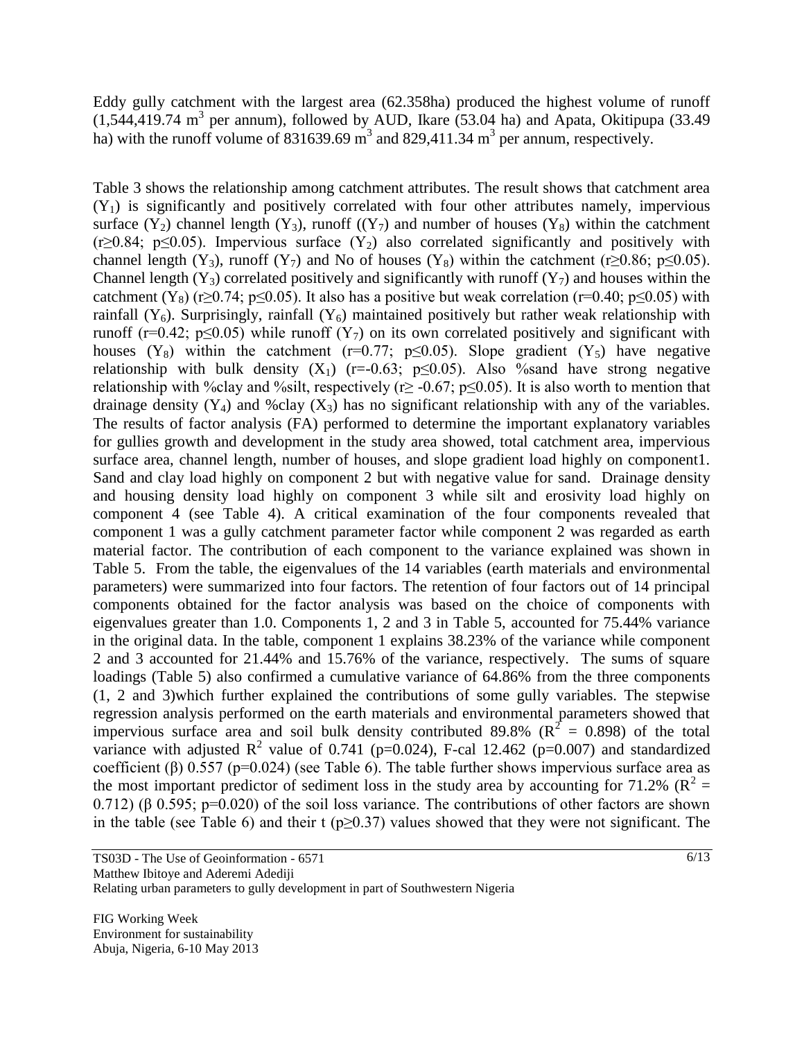Eddy gully catchment with the largest area (62.358ha) produced the highest volume of runoff (1,544,419.74 $m^3$ per annum), followed by AUD, Ikare (53.04 ha) and Apata, Okitipupa (33.49 ha) with the runoff volume of 831639.69 $m^3$ and 829,411.34 $m^3$ per annum, respectively.

Table 3 shows the relationship among catchment attributes. The result shows that catchment area ($Y_1$) is significantly and positively correlated with four other attributes namely, impervious surface ($Y_2$) channel length ($Y_3$), runoff (($Y_7$) and number of houses ($Y_8$) within the catchment ($r \geq 0.84$; $p \leq 0.05$). Impervious surface ($Y_2$) also correlated significantly and positively with channel length ($Y_3$), runoff ($Y_7$) and No of houses ($Y_8$) within the catchment ($r \geq 0.86$; $p \leq 0.05$). Channel length ($Y_3$) correlated positively and significantly with runoff ($Y_7$) and houses within the catchment ($Y_8$) ($r \geq 0.74$; $p \leq 0.05$). It also has a positive but weak correlation ($r=0.40$; $p \leq 0.05$) with rainfall ($Y_6$). Surprisingly, rainfall ($Y_6$) maintained positively but rather weak relationship with runoff ($r=0.42$; $p \leq 0.05$) while runoff ($Y_7$) on its own correlated positively and significant with houses ($Y_8$) within the catchment ($r=0.77$; $p \leq 0.05$). Slope gradient ($Y_5$) have negative relationship with bulk density ($X_1$) ($r=-0.63$; $p \leq 0.05$). Also %sand have strong negative relationship with %clay and %silt, respectively ($r \geq -0.67$; $p \leq 0.05$). It is also worth to mention that drainage density ($Y_4$) and %clay ($X_3$) has no significant relationship with any of the variables. The results of factor analysis (FA) performed to determine the important explanatory variables for gullies growth and development in the study area showed, total catchment area, impervious surface area, channel length, number of houses, and slope gradient load highly on component1. Sand and clay load highly on component 2 but with negative value for sand. Drainage density and housing density load highly on component 3 while silt and erosivity load highly on component 4 (see Table 4). A critical examination of the four components revealed that component 1 was a gully catchment parameter factor while component 2 was regarded as earth material factor. The contribution of each component to the variance explained was shown in Table 5. From the table, the eigenvalues of the 14 variables (earth materials and environmental parameters) were summarized into four factors. The retention of four factors out of 14 principal components obtained for the factor analysis was based on the choice of components with eigenvalues greater than 1.0. Components 1, 2 and 3 in Table 5, accounted for 75.44% variance in the original data. In the table, component 1 explains 38.23% of the variance while component 2 and 3 accounted for 21.44% and 15.76% of the variance, respectively. The sums of square loadings (Table 5) also confirmed a cumulative variance of 64.86% from the three components (1, 2 and 3)which further explained the contributions of some gully variables. The stepwise regression analysis performed on the earth materials and environmental parameters showed that impervious surface area and soil bulk density contributed 89.8% ($R^2 = 0.898$) of the total variance with adjusted $R^2$ value of 0.741 ($p=0.024$), F-cal 12.462 ($p=0.007$) and standardized coefficient ($\beta$) 0.557 ($p=0.024$) (see Table 6). The table further shows impervious surface area as the most important predictor of sediment loss in the study area by accounting for 71.2% ($R^2 = 0.712$) ($\beta$ 0.595; $p=0.020$) of the soil loss variance. The contributions of other factors are shown in the table (see Table 6) and their t ($p \geq 0.37$) values showed that they were not significant. The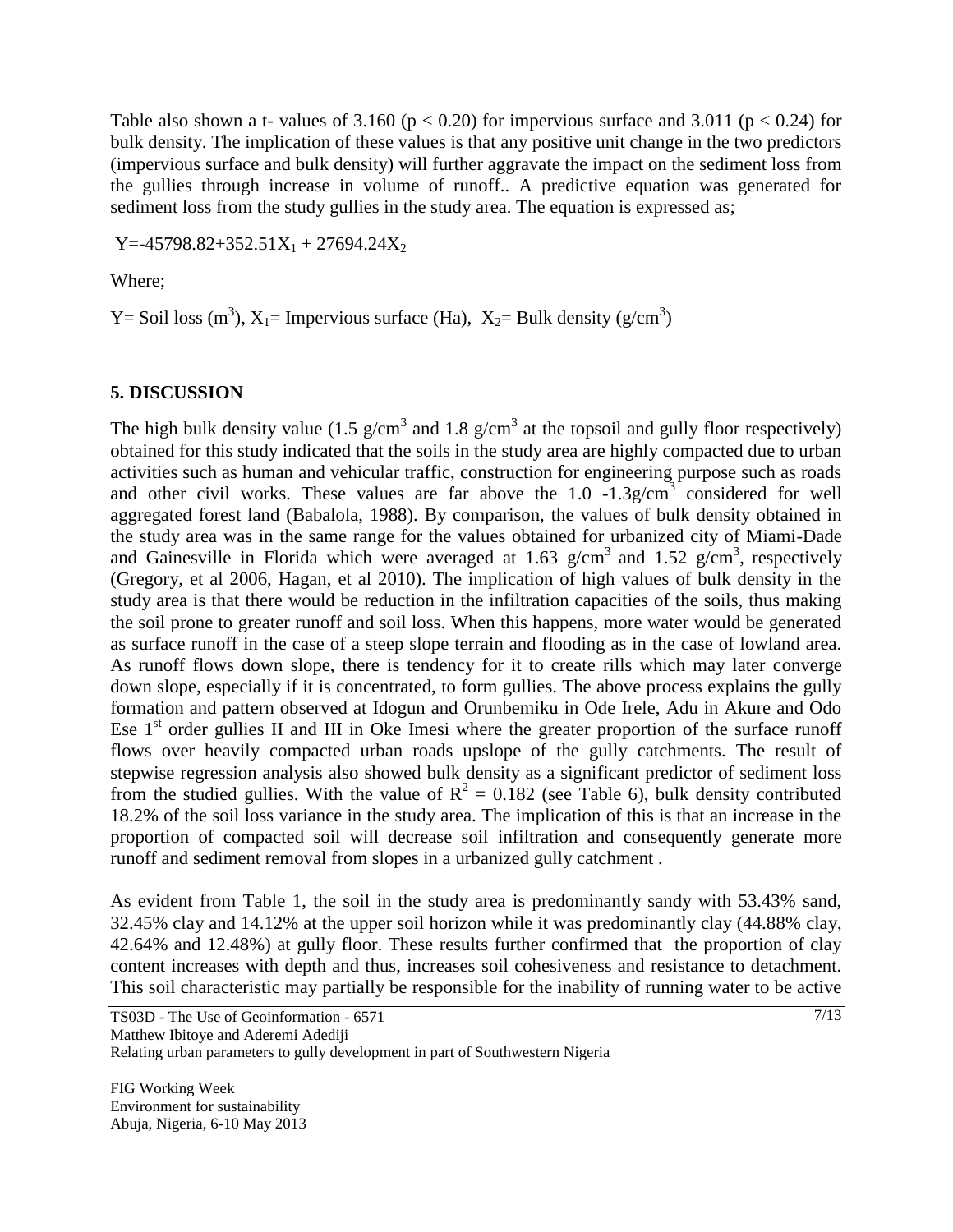Table also shown a t- values of 3.160 ($p < 0.20$) for impervious surface and 3.011 ($p < 0.24$) for bulk density. The implication of these values is that any positive unit change in the two predictors (impervious surface and bulk density) will further aggravate the impact on the sediment loss from the gullies through increase in volume of runoff.. A predictive equation was generated for sediment loss from the study gullies in the study area. The equation is expressed as;

$$Y=-45798.82+352.51X_1 + 27694.24X_2$$

Where;

$Y$= Soil loss ($m^3$), $X_1$= Impervious surface (Ha), $X_2$= Bulk density ($g/cm^3$)

## 5. DISCUSSION

The high bulk density value (1.5 $g/cm^3$ and 1.8 $g/cm^3$ at the topsoil and gully floor respectively) obtained for this study indicated that the soils in the study area are highly compacted due to urban activities such as human and vehicular traffic, construction for engineering purpose such as roads and other civil works. These values are far above the 1.0 -1.3$g/cm^3$ considered for well aggregated forest land (Babalola, 1988). By comparison, the values of bulk density obtained in the study area was in the same range for the values obtained for urbanized city of Miami-Dade and Gainesville in Florida which were averaged at 1.63 $g/cm^3$ and 1.52 $g/cm^3$, respectively (Gregory, et al 2006, Hagan, et al 2010). The implication of high values of bulk density in the study area is that there would be reduction in the infiltration capacities of the soils, thus making the soil prone to greater runoff and soil loss. When this happens, more water would be generated as surface runoff in the case of a steep slope terrain and flooding as in the case of lowland area. As runoff flows down slope, there is tendency for it to create rills which may later converge down slope, especially if it is concentrated, to form gullies. The above process explains the gully formation and pattern observed at Idogun and Orunbemiku in Ode Irele, Adu in Akure and Odo Ese 1st order gullies II and III in Oke Imesi where the greater proportion of the surface runoff flows over heavily compacted urban roads upslope of the gully catchments. The result of stepwise regression analysis also showed bulk density as a significant predictor of sediment loss from the studied gullies. With the value of $R^2 = 0.182$ (see Table 6), bulk density contributed 18.2% of the soil loss variance in the study area. The implication of this is that an increase in the proportion of compacted soil will decrease soil infiltration and consequently generate more runoff and sediment removal from slopes in a urbanized gully catchment .

As evident from Table 1, the soil in the study area is predominantly sandy with 53.43% sand, 32.45% clay and 14.12% at the upper soil horizon while it was predominantly clay (44.88% clay, 42.64% and 12.48%) at gully floor. These results further confirmed that the proportion of clay content increases with depth and thus, increases soil cohesiveness and resistance to detachment. This soil characteristic may partially be responsible for the inability of running water to be active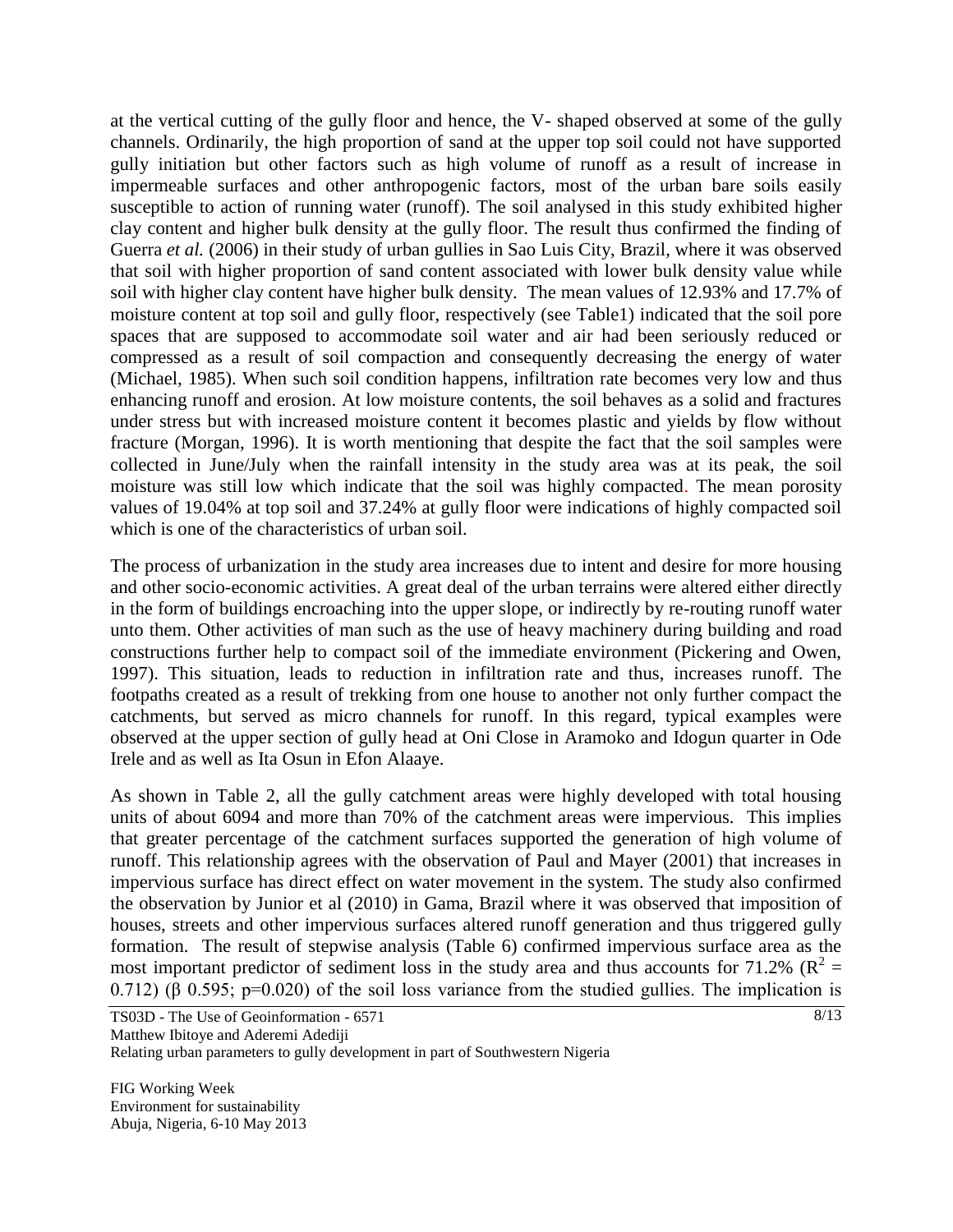at the vertical cutting of the gully floor and hence, the V- shaped observed at some of the gully channels. Ordinarily, the high proportion of sand at the upper top soil could not have supported gully initiation but other factors such as high volume of runoff as a result of increase in impermeable surfaces and other anthropogenic factors, most of the urban bare soils easily susceptible to action of running water (runoff). The soil analysed in this study exhibited higher clay content and higher bulk density at the gully floor. The result thus confirmed the finding of Guerra *et al.* (2006) in their study of urban gullies in Sao Luis City, Brazil, where it was observed that soil with higher proportion of sand content associated with lower bulk density value while soil with higher clay content have higher bulk density. The mean values of 12.93% and 17.7% of moisture content at top soil and gully floor, respectively (see Table1) indicated that the soil pore spaces that are supposed to accommodate soil water and air had been seriously reduced or compressed as a result of soil compaction and consequently decreasing the energy of water (Michael, 1985). When such soil condition happens, infiltration rate becomes very low and thus enhancing runoff and erosion. At low moisture contents, the soil behaves as a solid and fractures under stress but with increased moisture content it becomes plastic and yields by flow without fracture (Morgan, 1996). It is worth mentioning that despite the fact that the soil samples were collected in June/July when the rainfall intensity in the study area was at its peak, the soil moisture was still low which indicate that the soil was highly compacted. The mean porosity values of 19.04% at top soil and 37.24% at gully floor were indications of highly compacted soil which is one of the characteristics of urban soil.

The process of urbanization in the study area increases due to intent and desire for more housing and other socio-economic activities. A great deal of the urban terrains were altered either directly in the form of buildings encroaching into the upper slope, or indirectly by re-routing runoff water unto them. Other activities of man such as the use of heavy machinery during building and road constructions further help to compact soil of the immediate environment (Pickering and Owen, 1997). This situation, leads to reduction in infiltration rate and thus, increases runoff. The footpaths created as a result of trekking from one house to another not only further compact the catchments, but served as micro channels for runoff. In this regard, typical examples were observed at the upper section of gully head at Oni Close in Aramoko and Idogun quarter in Ode Irele and as well as Ita Osun in Efon Alaaye.

As shown in Table 2, all the gully catchment areas were highly developed with total housing units of about 6094 and more than 70% of the catchment areas were impervious. This implies that greater percentage of the catchment surfaces supported the generation of high volume of runoff. This relationship agrees with the observation of Paul and Mayer (2001) that increases in impervious surface has direct effect on water movement in the system. The study also confirmed the observation by Junior et al (2010) in Gama, Brazil where it was observed that imposition of houses, streets and other impervious surfaces altered runoff generation and thus triggered gully formation. The result of stepwise analysis (Table 6) confirmed impervious surface area as the most important predictor of sediment loss in the study area and thus accounts for 71.2% ($R^2 = 0.712$) ($\beta$ 0.595; $p=0.020$) of the soil loss variance from the studied gullies. The implication is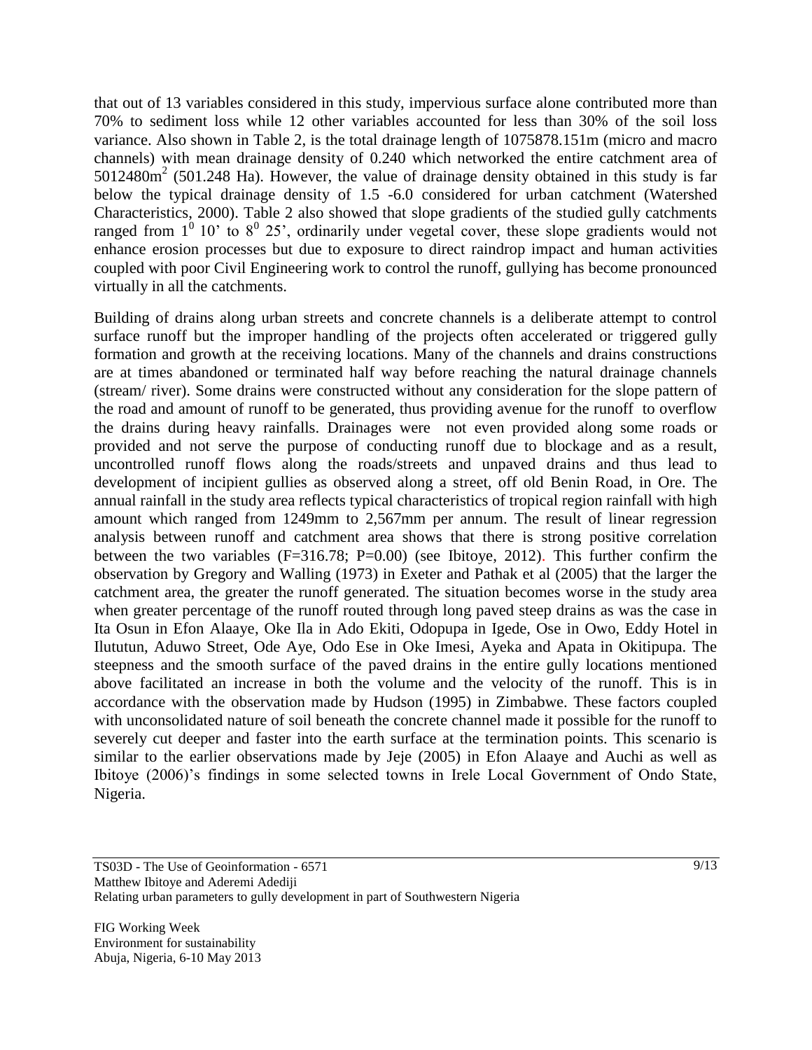that out of 13 variables considered in this study, impervious surface alone contributed more than 70% to sediment loss while 12 other variables accounted for less than 30% of the soil loss variance. Also shown in Table 2, is the total drainage length of 1075878.151m (micro and macro channels) with mean drainage density of 0.240 which networked the entire catchment area of 5012480m$^2$ (501.248 Ha). However, the value of drainage density obtained in this study is far below the typical drainage density of 1.5 -6.0 considered for urban catchment (Watershed Characteristics, 2000). Table 2 also showed that slope gradients of the studied gully catchments ranged from $1^0$ 10' to $8^0$ 25', ordinarily under vegetal cover, these slope gradients would not enhance erosion processes but due to exposure to direct raindrop impact and human activities coupled with poor Civil Engineering work to control the runoff, gullying has become pronounced virtually in all the catchments.

Building of drains along urban streets and concrete channels is a deliberate attempt to control surface runoff but the improper handling of the projects often accelerated or triggered gully formation and growth at the receiving locations. Many of the channels and drains constructions are at times abandoned or terminated half way before reaching the natural drainage channels (stream/ river). Some drains were constructed without any consideration for the slope pattern of the road and amount of runoff to be generated, thus providing avenue for the runoff to overflow the drains during heavy rainfalls. Drainages were not even provided along some roads or provided and not serve the purpose of conducting runoff due to blockage and as a result, uncontrolled runoff flows along the roads/streets and unpaved drains and thus lead to development of incipient gullies as observed along a street, off old Benin Road, in Ore. The annual rainfall in the study area reflects typical characteristics of tropical region rainfall with high amount which ranged from 1249mm to 2,567mm per annum. The result of linear regression analysis between runoff and catchment area shows that there is strong positive correlation between the two variables ($F=316.78$; $P=0.00$) (see Ibitoye, 2012). This further confirm the observation by Gregory and Walling (1973) in Exeter and Pathak et al (2005) that the larger the catchment area, the greater the runoff generated. The situation becomes worse in the study area when greater percentage of the runoff routed through long paved steep drains as was the case in Ita Osun in Efon Alaaye, Oke Ila in Ado Ekiti, Odopupa in Igede, Ose in Owo, Eddy Hotel in Ilututun, Aduwo Street, Ode Aye, Odo Ese in Oke Imesi, Ayeka and Apata in Okitipupa. The steepness and the smooth surface of the paved drains in the entire gully locations mentioned above facilitated an increase in both the volume and the velocity of the runoff. This is in accordance with the observation made by Hudson (1995) in Zimbabwe. These factors coupled with unconsolidated nature of soil beneath the concrete channel made it possible for the runoff to severely cut deeper and faster into the earth surface at the termination points. This scenario is similar to the earlier observations made by Jeje (2005) in Efon Alaaye and Auchi as well as Ibitoye (2006)'s findings in some selected towns in Irele Local Government of Ondo State, Nigeria.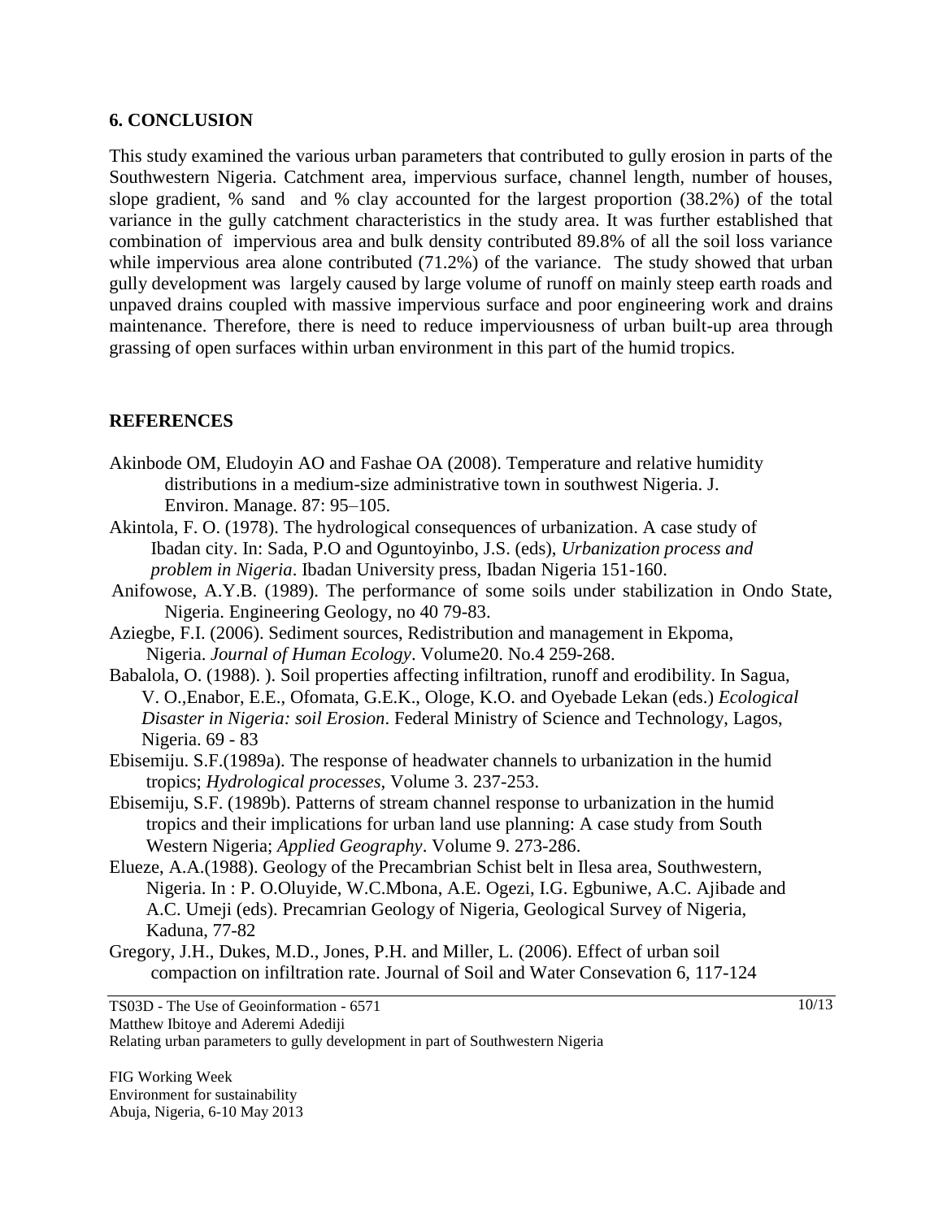## 6. CONCLUSION

This study examined the various urban parameters that contributed to gully erosion in parts of the Southwestern Nigeria. Catchment area, impervious surface, channel length, number of houses, slope gradient, % sand and % clay accounted for the largest proportion (38.2%) of the total variance in the gully catchment characteristics in the study area. It was further established that combination of impervious area and bulk density contributed 89.8% of all the soil loss variance while impervious area alone contributed (71.2%) of the variance. The study showed that urban gully development was largely caused by large volume of runoff on mainly steep earth roads and unpaved drains coupled with massive impervious surface and poor engineering work and drains maintenance. Therefore, there is need to reduce imperviousness of urban built-up area through grassing of open surfaces within urban environment in this part of the humid tropics.

## REFERENCES

Akinbode OM, Eludoyin AO and Fashae OA (2008). Temperature and relative humidity distributions in a medium-size administrative town in southwest Nigeria. J. Environ. Manage. 87: 95–105.

Akintola, F. O. (1978). The hydrological consequences of urbanization. A case study of Ibadan city. In: Sada, P.O and Oguntoyinbo, J.S. (eds), *Urbanization process and problem in Nigeria*. Ibadan University press, Ibadan Nigeria 151-160.

Anifowose, A.Y.B. (1989). The performance of some soils under stabilization in Ondo State, Nigeria. Engineering Geology, no 40 79-83.

Aziegbe, F.I. (2006). Sediment sources, Redistribution and management in Ekpoma, Nigeria. *Journal of Human Ecology*. Volume20. No.4 259-268.

Babalola, O. (1988). ). Soil properties affecting infiltration, runoff and erodibility. In Sagua, V. O.,Enabor, E.E., Ofomata, G.E.K., Ologe, K.O. and Oyebade Lekan (eds.) *Ecological Disaster in Nigeria: soil Erosion*. Federal Ministry of Science and Technology, Lagos, Nigeria. 69 - 83

Ebisemiju. S.F.(1989a). The response of headwater channels to urbanization in the humid tropics; *Hydrological processes,* Volume 3. 237-253.

Ebisemiju, S.F. (1989b). Patterns of stream channel response to urbanization in the humid tropics and their implications for urban land use planning: A case study from South Western Nigeria; *Applied Geography*. Volume 9. 273-286.

Elueze, A.A.(1988). Geology of the Precambrian Schist belt in Ilesa area, Southwestern, Nigeria. In : P. O.Oluyide, W.C.Mbona, A.E. Ogezi, I.G. Egbuniwe, A.C. Ajibade and A.C. Umeji (eds). Precamrian Geology of Nigeria, Geological Survey of Nigeria, Kaduna, 77-82

Gregory, J.H., Dukes, M.D., Jones, P.H. and Miller, L. (2006). Effect of urban soil compaction on infiltration rate. Journal of Soil and Water Consevation 6, 117-124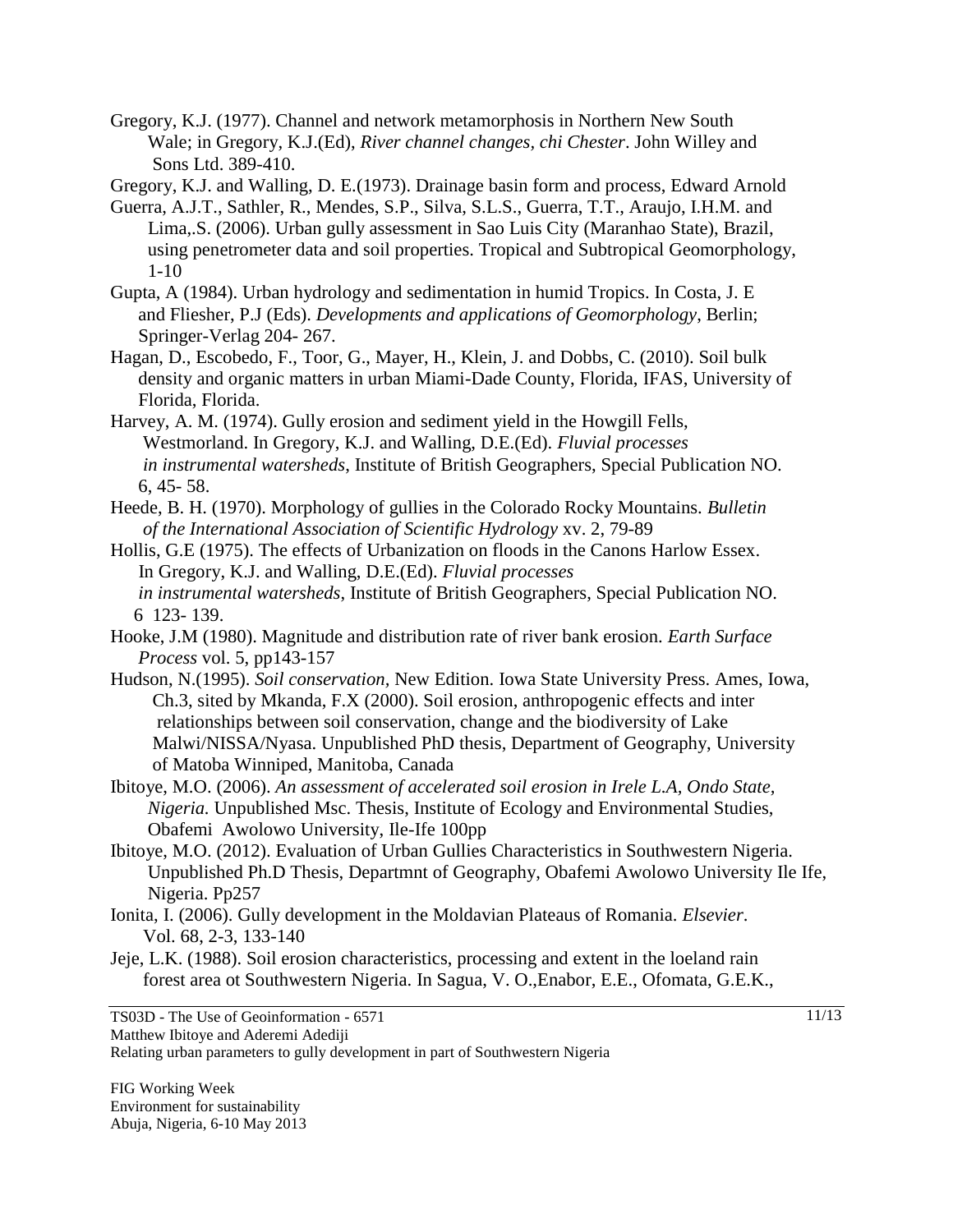Gregory, K.J. (1977). Channel and network metamorphosis in Northern New South Wale; in Gregory, K.J.(Ed), *River channel changes*, *chi Chester*. John Willey and Sons Ltd. 389-410.

Gregory, K.J. and Walling, D. E.(1973). Drainage basin form and process, Edward Arnold

Guerra, A.J.T., Sathler, R., Mendes, S.P., Silva, S.L.S., Guerra, T.T., Araujo, I.H.M. and Lima,.S. (2006). Urban gully assessment in Sao Luis City (Maranhao State), Brazil, using penetrometer data and soil properties. Tropical and Subtropical Geomorphology, 1-10

Gupta, A (1984). Urban hydrology and sedimentation in humid Tropics. In Costa, J. E and Fliesher, P.J (Eds). *Developments and applications of Geomorphology*, Berlin; Springer-Verlag 204- 267.

Hagan, D., Escobedo, F., Toor, G., Mayer, H., Klein, J. and Dobbs, C. (2010). Soil bulk density and organic matters in urban Miami-Dade County, Florida, IFAS, University of Florida, Florida.

Harvey, A. M. (1974). Gully erosion and sediment yield in the Howgill Fells, Westmorland. In Gregory, K.J. and Walling, D.E.(Ed). *Fluvial processes in instrumental watersheds*, Institute of British Geographers, Special Publication NO. 6, 45- 58.

Heede, B. H. (1970). Morphology of gullies in the Colorado Rocky Mountains. *Bulletin of the International Association of Scientific Hydrology* xv. 2, 79-89

Hollis, G.E (1975). The effects of Urbanization on floods in the Canons Harlow Essex. In Gregory, K.J. and Walling, D.E.(Ed). *Fluvial processes in instrumental watersheds*, Institute of British Geographers, Special Publication NO. 6 123- 139.

Hooke, J.M (1980). Magnitude and distribution rate of river bank erosion. *Earth Surface Process* vol. 5, pp143-157

Hudson, N.(1995). *Soil conservation*, New Edition. Iowa State University Press. Ames, Iowa, Ch.3, sited by Mkanda, F.X (2000). Soil erosion, anthropogenic effects and inter relationships between soil conservation, change and the biodiversity of Lake Malwi/NISSA/Nyasa. Unpublished PhD thesis, Department of Geography, University of Matoba Winniped, Manitoba, Canada

Ibitoye, M.O. (2006). *An assessment of accelerated soil erosion in Irele L.A, Ondo State, Nigeria.* Unpublished Msc. Thesis, Institute of Ecology and Environmental Studies, Obafemi Awolowo University, Ile-Ife 100pp

Ibitoye, M.O. (2012). Evaluation of Urban Gullies Characteristics in Southwestern Nigeria. Unpublished Ph.D Thesis, Departmnt of Geography, Obafemi Awolowo University Ile Ife, Nigeria. Pp257

Ionita, I. (2006). Gully development in the Moldavian Plateaus of Romania. *Elsevier*. Vol. 68, 2-3, 133-140

Jeje, L.K. (1988). Soil erosion characteristics, processing and extent in the loeland rain forest area ot Southwestern Nigeria. In Sagua, V. O.,Enabor, E.E., Ofomata, G.E.K.,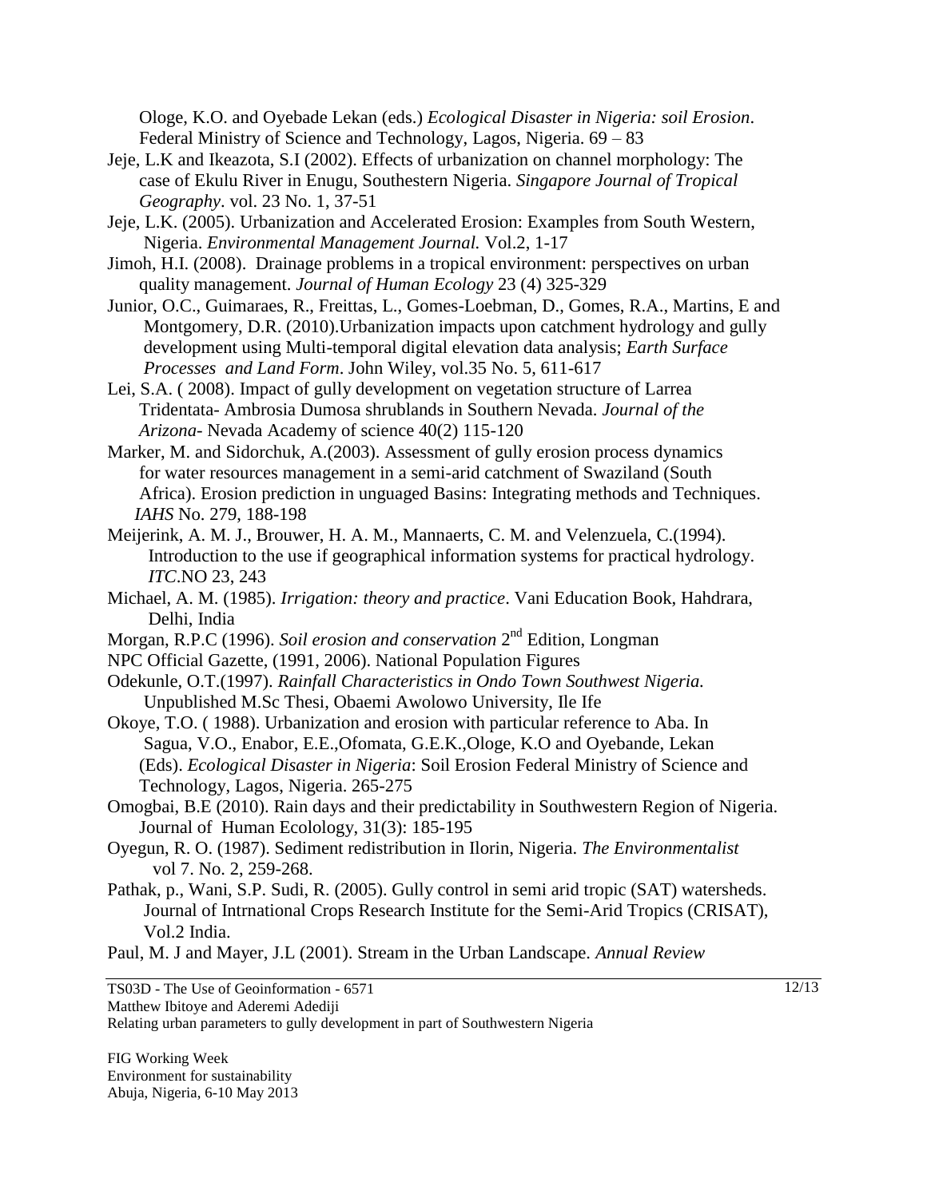Ologe, K.O. and Oyebade Lekan (eds.) *Ecological Disaster in Nigeria: soil Erosion*. Federal Ministry of Science and Technology, Lagos, Nigeria. 69 – 83

Jeje, L.K and Ikeazota, S.I (2002). Effects of urbanization on channel morphology: The case of Ekulu River in Enugu, Southestern Nigeria. *Singapore Journal of Tropical Geography*. vol. 23 No. 1, 37-51

Jeje, L.K. (2005). Urbanization and Accelerated Erosion: Examples from South Western, Nigeria. *Environmental Management Journal.* Vol.2, 1-17

Jimoh, H.I. (2008). Drainage problems in a tropical environment: perspectives on urban quality management. *Journal of Human Ecology* 23 (4) 325-329

Junior, O.C., Guimaraes, R., Freittas, L., Gomes-Loebman, D., Gomes, R.A., Martins, E and Montgomery, D.R. (2010).Urbanization impacts upon catchment hydrology and gully development using Multi-temporal digital elevation data analysis; *Earth Surface Processes and Land Form*. John Wiley, vol.35 No. 5, 611-617

Lei, S.A. ( 2008). Impact of gully development on vegetation structure of Larrea Tridentata- Ambrosia Dumosa shrublands in Southern Nevada. *Journal of the Arizona*- Nevada Academy of science 40(2) 115-120

Marker, M. and Sidorchuk, A.(2003). Assessment of gully erosion process dynamics for water resources management in a semi-arid catchment of Swaziland (South Africa). Erosion prediction in unguaged Basins: Integrating methods and Techniques. *IAHS* No. 279, 188-198

Meijerink, A. M. J., Brouwer, H. A. M., Mannaerts, C. M. and Velenzuela, C.(1994). Introduction to the use if geographical information systems for practical hydrology. *ITC*.NO 23, 243

Michael, A. M. (1985). *Irrigation: theory and practice*. Vani Education Book, Hahdrara, Delhi, India

Morgan, R.P.C (1996). *Soil erosion and conservation* 2nd Edition, Longman

NPC Official Gazette, (1991, 2006). National Population Figures

Odekunle, O.T.(1997). *Rainfall Characteristics in Ondo Town Southwest Nigeria.* Unpublished M.Sc Thesi, Obaemi Awolowo University, Ile Ife

Okoye, T.O. ( 1988). Urbanization and erosion with particular reference to Aba. In Sagua, V.O., Enabor, E.E.,Ofomata, G.E.K.,Ologe, K.O and Oyebande, Lekan (Eds). *Ecological Disaster in Nigeria*: Soil Erosion Federal Ministry of Science and Technology, Lagos, Nigeria. 265-275

Omogbai, B.E (2010). Rain days and their predictability in Southwestern Region of Nigeria. Journal of Human Ecolology, 31(3): 185-195

Oyegun, R. O. (1987). Sediment redistribution in Ilorin, Nigeria. *The Environmentalist* vol 7. No. 2, 259-268.

Pathak, p., Wani, S.P. Sudi, R. (2005). Gully control in semi arid tropic (SAT) watersheds. Journal of Intrnational Crops Research Institute for the Semi-Arid Tropics (CRISAT), Vol.2 India.

Paul, M. J and Mayer, J.L (2001). Stream in the Urban Landscape. *Annual Review*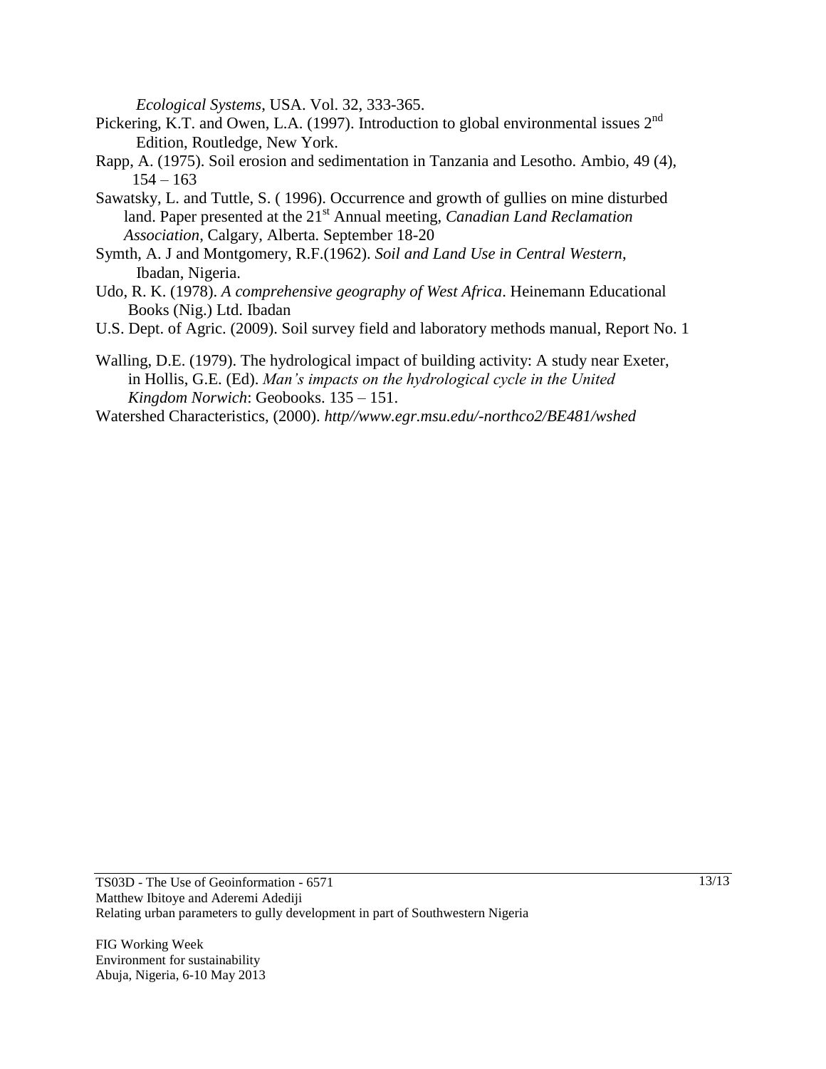*Ecological Systems*, USA. Vol. 32, 333-365.

Pickering, K.T. and Owen, L.A. (1997). Introduction to global environmental issues 2nd Edition, Routledge, New York.

Rapp, A. (1975). Soil erosion and sedimentation in Tanzania and Lesotho. Ambio, 49 (4), 154 – 163

Sawatsky, L. and Tuttle, S. ( 1996). Occurrence and growth of gullies on mine disturbed land. Paper presented at the 21st Annual meeting, *Canadian Land Reclamation Association*, Calgary, Alberta. September 18-20

Symth, A. J and Montgomery, R.F.(1962). *Soil and Land Use in Central Western*, Ibadan, Nigeria.

Udo, R. K. (1978). *A comprehensive geography of West Africa*. Heinemann Educational Books (Nig.) Ltd. Ibadan

U.S. Dept. of Agric. (2009). Soil survey field and laboratory methods manual, Report No. 1

Walling, D.E. (1979). The hydrological impact of building activity: A study near Exeter, in Hollis, G.E. (Ed). *Man's impacts on the hydrological cycle in the United Kingdom Norwich*: Geobooks. 135 – 151.

Watershed Characteristics, (2000). *http//www.egr.msu.edu/-northco2/BE481/wshed*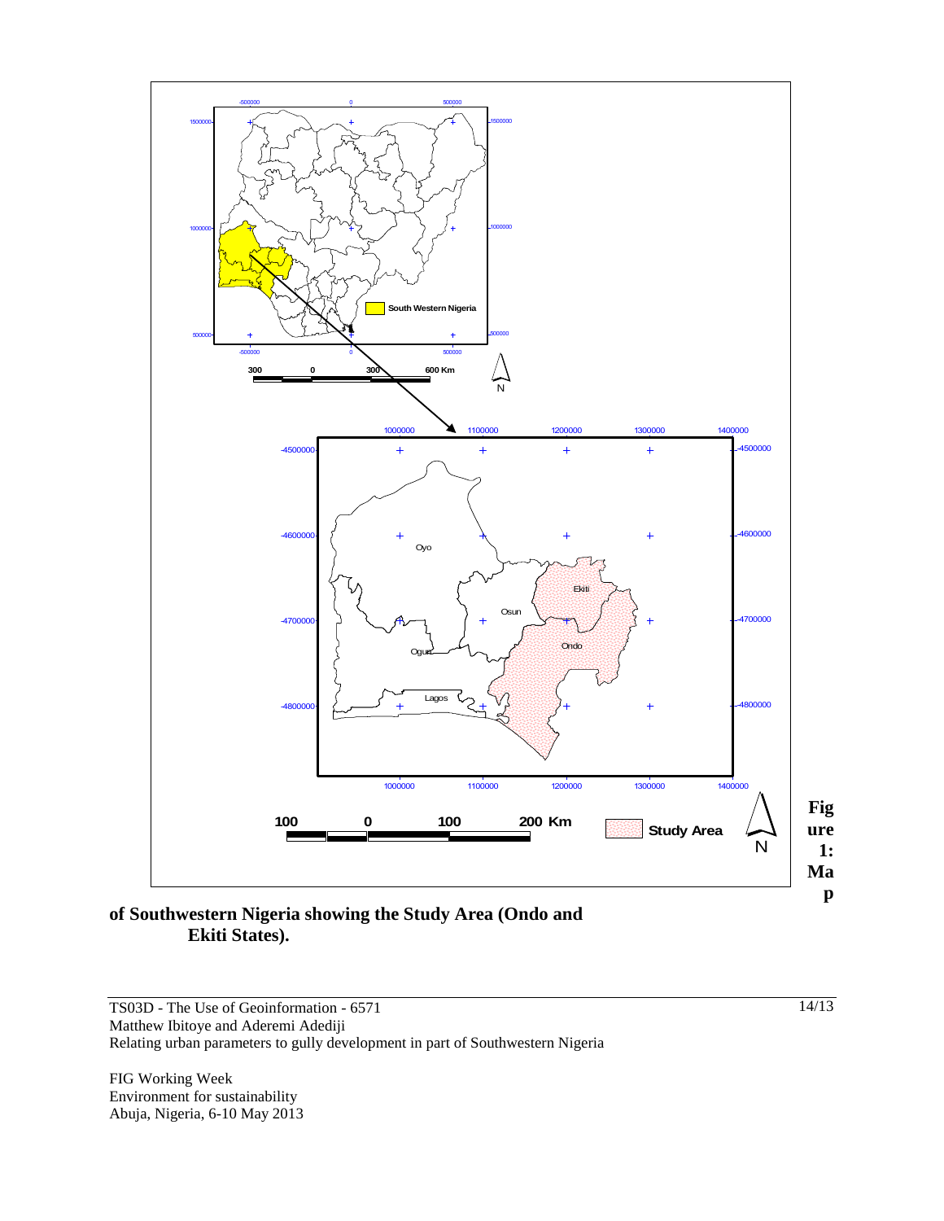**Figure 1: Map of Southwestern Nigeria showing the Study Area (Ondo and Ekiti States).**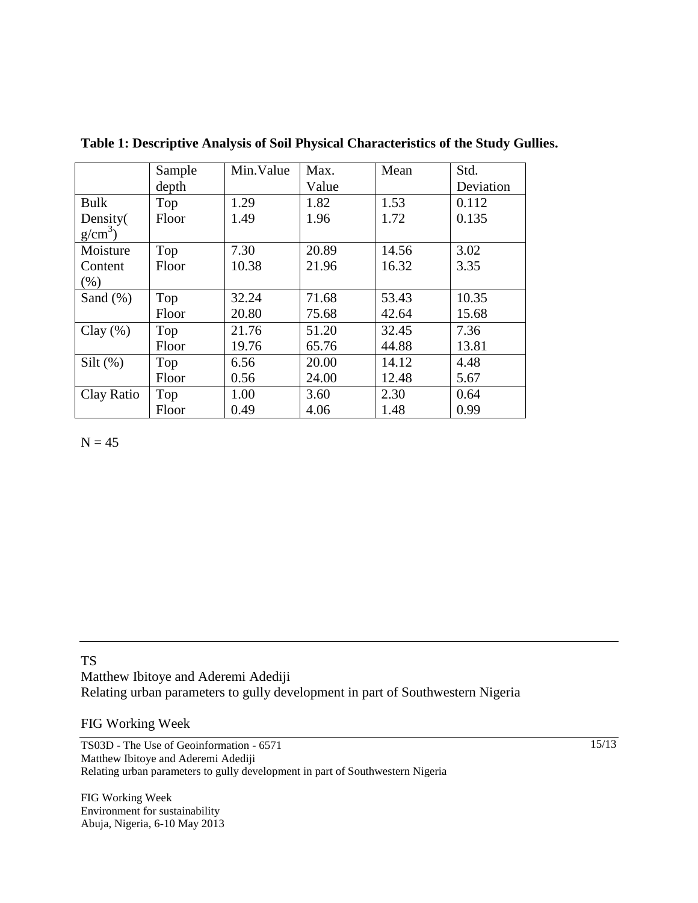**Table 1: Descriptive Analysis of Soil Physical Characteristics of the Study Gullies.**

| | Sample depth | Min.Value | Max. Value | Mean | Std. Deviation |
|---|---|---|---|---|---|
| Bulk Density( $g/cm^3$) | Top | 1.29 | 1.82 | 1.53 | 0.112 |
| | Floor | 1.49 | 1.96 | 1.72 | 0.135 |
| Moisture Content (%) | Top | 7.30 | 20.89 | 14.56 | 3.02 |
| | Floor | 10.38 | 21.96 | 16.32 | 3.35 |
| Sand (%) | Top | 32.24 | 71.68 | 53.43 | 10.35 |
| | Floor | 20.80 | 75.68 | 42.64 | 15.68 |
| Clay (%) | Top | 21.76 | 51.20 | 32.45 | 7.36 |
| | Floor | 19.76 | 65.76 | 44.88 | 13.81 |
| Silt (%) | Top | 6.56 | 20.00 | 14.12 | 4.48 |
| | Floor | 0.56 | 24.00 | 12.48 | 5.67 |
| Clay Ratio | Top | 1.00 | 3.60 | 2.30 | 0.64 |
| | Floor | 0.49 | 4.06 | 1.48 | 0.99 |

N = 45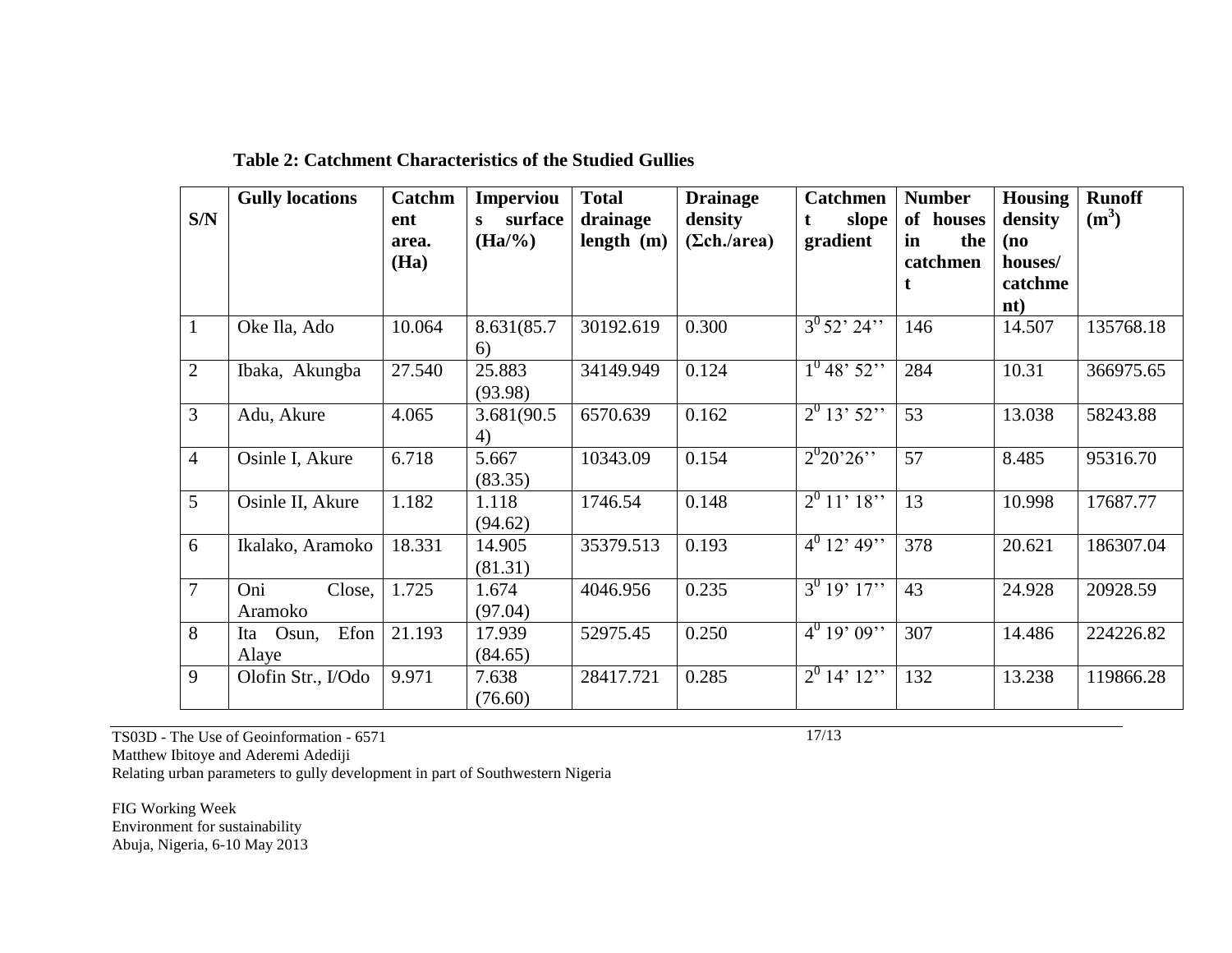**Table 2: Catchment Characteristics of the Studied Gullies**

| S/N | Gully locations | Catchment area. (Ha) | Impervious surface (Ha/%) | Total drainage length (m) | Drainage density (Σch./area) | Catchment slope gradient | Number of houses in the catchment | Housing density (no houses/ catchment) | Runoff ($m^3$) |
|---|---|---|---|---|---|---|---|---|---|
| 1 | Oke Ila, Ado | 10.064 | 8.631(85.76) | 30192.619 | 0.300 | $3^0$ 52' 24'' | 146 | 14.507 | 135768.18 |
| 2 | Ibaka, Akungba | 27.540 | 25.883 (93.98) | 34149.949 | 0.124 | $1^0$ 48' 52'' | 284 | 10.31 | 366975.65 |
| 3 | Adu, Akure | 4.065 | 3.681(90.54) | 6570.639 | 0.162 | $2^0$ 13' 52'' | 53 | 13.038 | 58243.88 |
| 4 | Osinle I, Akure | 6.718 | 5.667 (83.35) | 10343.09 | 0.154 | $2^0$20'26'' | 57 | 8.485 | 95316.70 |
| 5 | Osinle II, Akure | 1.182 | 1.118 (94.62) | 1746.54 | 0.148 | $2^0$ 11' 18'' | 13 | 10.998 | 17687.77 |
| 6 | Ikalako, Aramoko | 18.331 | 14.905 (81.31) | 35379.513 | 0.193 | $4^0$ 12' 49'' | 378 | 20.621 | 186307.04 |
| 7 | Oni Close, Aramoko | 1.725 | 1.674 (97.04) | 4046.956 | 0.235 | $3^0$ 19' 17'' | 43 | 24.928 | 20928.59 |
| 8 | Ita Osun, Efon Alaye | 21.193 | 17.939 (84.65) | 52975.45 | 0.250 | $4^0$ 19' 09'' | 307 | 14.486 | 224226.82 |
| 9 | Olofin Str., I/Odo | 9.971 | 7.638 (76.60) | 28417.721 | 0.285 | $2^0$ 14' 12'' | 132 | 13.238 | 119866.28 |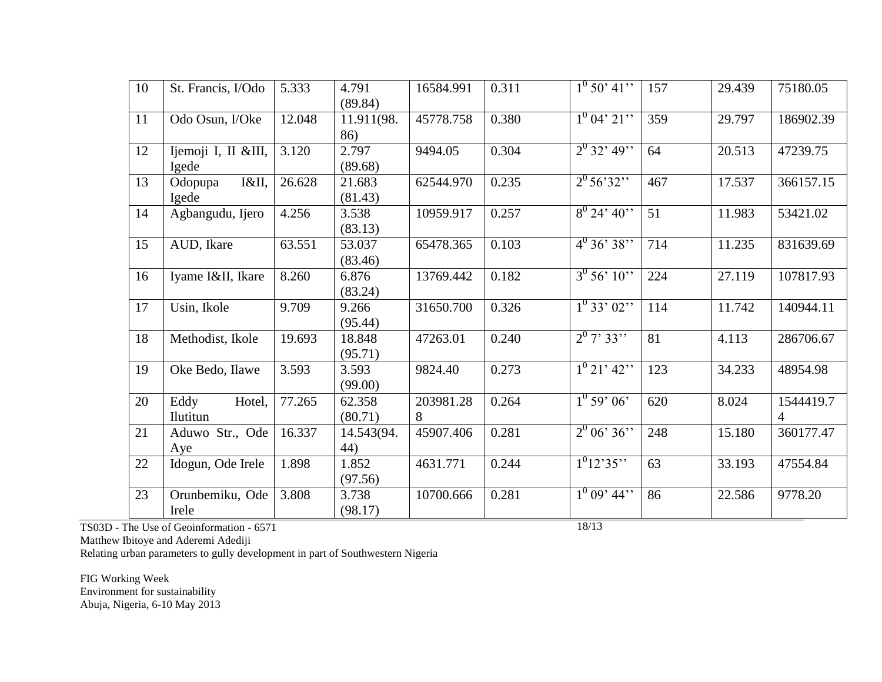| 10 | St. Francis, I/Odo | 5.333 | 4.791 (89.84) | 16584.991 | 0.311 | $1^0$ 50' 41'' | 157 | 29.439 | 75180.05 |
|---|---|---|---|---|---|---|---|---|---|
| 11 | Odo Osun, I/Oke | 12.048 | 11.911(98.86) | 45778.758 | 0.380 | $1^0$ 04' 21'' | 359 | 29.797 | 186902.39 |
| 12 | Ijemoji I, II &III, Igede | 3.120 | 2.797 (89.68) | 9494.05 | 0.304 | $2^0$ 32' 49'' | 64 | 20.513 | 47239.75 |
| 13 | Odopupa I&II, Igede | 26.628 | 21.683 (81.43) | 62544.970 | 0.235 | $2^0$ 56'32'' | 467 | 17.537 | 366157.15 |
| 14 | Agbangudu, Ijero | 4.256 | 3.538 (83.13) | 10959.917 | 0.257 | $8^0$ 24' 40'' | 51 | 11.983 | 53421.02 |
| 15 | AUD, Ikare | 63.551 | 53.037 (83.46) | 65478.365 | 0.103 | $4^0$ 36' 38'' | 714 | 11.235 | 831639.69 |
| 16 | Iyame I&II, Ikare | 8.260 | 6.876 (83.24) | 13769.442 | 0.182 | $3^0$ 56' 10'' | 224 | 27.119 | 107817.93 |
| 17 | Usin, Ikole | 9.709 | 9.266 (95.44) | 31650.700 | 0.326 | $1^0$ 33' 02'' | 114 | 11.742 | 140944.11 |
| 18 | Methodist, Ikole | 19.693 | 18.848 (95.71) | 47263.01 | 0.240 | $2^0$ 7' 33'' | 81 | 4.113 | 286706.67 |
| 19 | Oke Bedo, Ilawe | 3.593 | 3.593 (99.00) | 9824.40 | 0.273 | $1^0$ 21' 42'' | 123 | 34.233 | 48954.98 |
| 20 | Eddy Hotel, Ilutitun | 77.265 | 62.358 (80.71) | 203981.288 | 0.264 | $1^0$ 59' 06' | 620 | 8.024 | 1544419.74 |
| 21 | Aduwo Str., Ode Aye | 16.337 | 14.543(94.44) | 45907.406 | 0.281 | $2^0$ 06' 36'' | 248 | 15.180 | 360177.47 |
| 22 | Idogun, Ode Irele | 1.898 | 1.852 (97.56) | 4631.771 | 0.244 | $1^0$12'35'' | 63 | 33.193 | 47554.84 |
| 23 | Orunbemiku, Ode Irele | 3.808 | 3.738 (98.17) | 10700.666 | 0.281 | $1^0$ 09' 44'' | 86 | 22.586 | 9778.20 |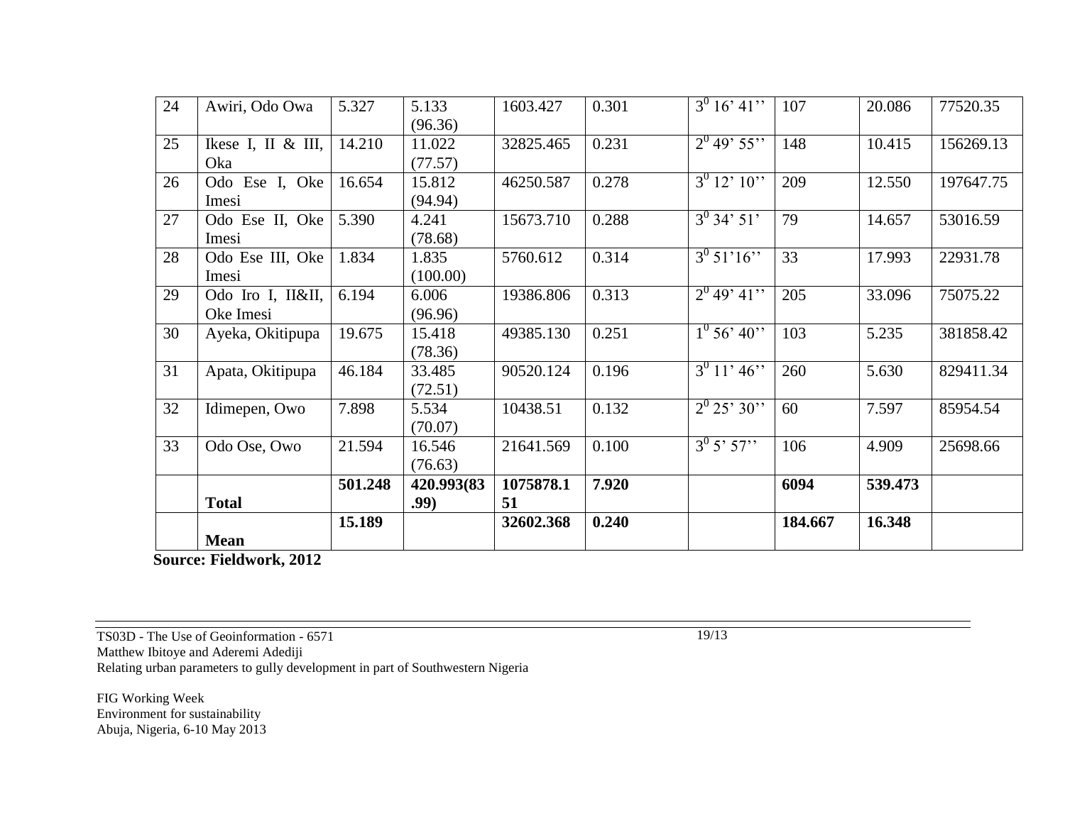| 24 | Awiri, Odo Owa | 5.327 | 5.133 (96.36) | 1603.427 | 0.301 | $3^0$ 16' 41'' | 107 | 20.086 | 77520.35 |
|---|---|---|---|---|---|---|---|---|---|
| 25 | Ikese I, II & III, Oka | 14.210 | 11.022 (77.57) | 32825.465 | 0.231 | $2^0$ 49' 55'' | 148 | 10.415 | 156269.13 |
| 26 | Odo Ese I, Oke Imesi | 16.654 | 15.812 (94.94) | 46250.587 | 0.278 | $3^0$ 12' 10'' | 209 | 12.550 | 197647.75 |
| 27 | Odo Ese II, Oke Imesi | 5.390 | 4.241 (78.68) | 15673.710 | 0.288 | $3^0$ 34' 51' | 79 | 14.657 | 53016.59 |
| 28 | Odo Ese III, Oke Imesi | 1.834 | 1.835 (100.00) | 5760.612 | 0.314 | $3^0$ 51'16'' | 33 | 17.993 | 22931.78 |
| 29 | Odo Iro I, II&II, Oke Imesi | 6.194 | 6.006 (96.96) | 19386.806 | 0.313 | $2^0$ 49' 41'' | 205 | 33.096 | 75075.22 |
| 30 | Ayeka, Okitipupa | 19.675 | 15.418 (78.36) | 49385.130 | 0.251 | $1^0$ 56' 40'' | 103 | 5.235 | 381858.42 |
| 31 | Apata, Okitipupa | 46.184 | 33.485 (72.51) | 90520.124 | 0.196 | $3^0$ 11' 46'' | 260 | 5.630 | 829411.34 |
| 32 | Idimepen, Owo | 7.898 | 5.534 (70.07) | 10438.51 | 0.132 | $2^0$ 25' 30'' | 60 | 7.597 | 85954.54 |
| 33 | Odo Ose, Owo | 21.594 | 16.546 (76.63) | 21641.569 | 0.100 | $3^0$ 5' 57'' | 106 | 4.909 | 25698.66 |
| | **Total** | **501.248** | **420.993(83.99)** | **1075878.151** | **7.920** | | **6094** | **539.473** | |
| | **Mean** | **15.189** | | **32602.368** | **0.240** | | **184.667** | **16.348** | |

**Source: Fieldwork, 2012**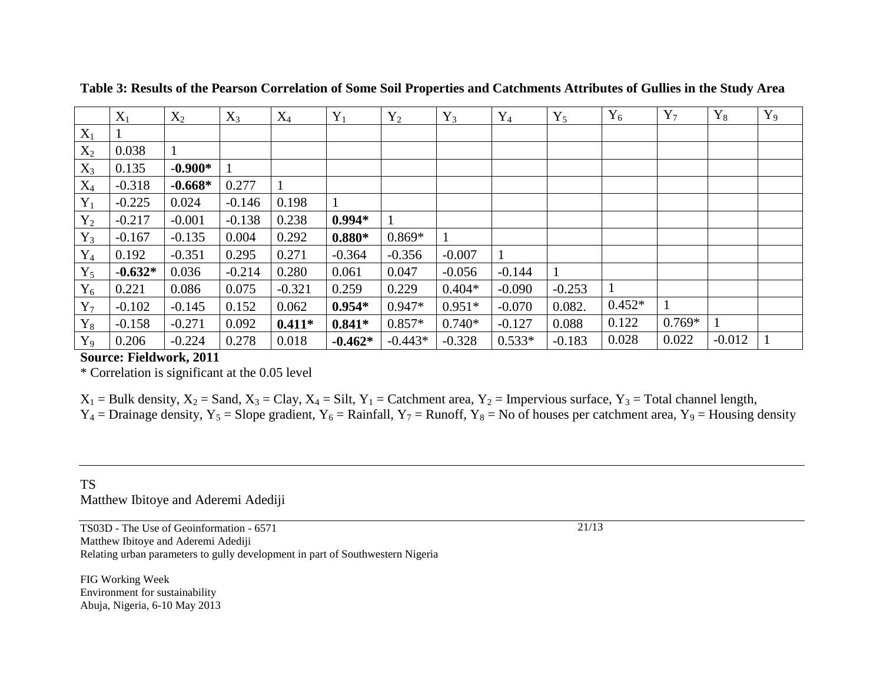**Table 3: Results of the Pearson Correlation of Some Soil Properties and Catchments Attributes of Gullies in the Study Area**

| | $X_1$ | $X_2$ | $X_3$ | $X_4$ | $Y_1$ | $Y_2$ | $Y_3$ | $Y_4$ | $Y_5$ | $Y_6$ | $Y_7$ | $Y_8$ | $Y_9$ |
|---|---|---|---|---|---|---|---|---|---|---|---|---|---|
| $X_1$ | 1 | | | | | | | | | | | | |
| $X_2$ | 0.038 | 1 | | | | | | | | | | | |
| $X_3$ | 0.135 | **-0.900*** | 1 | | | | | | | | | | |
| $X_4$ | -0.318 | **-0.668*** | 0.277 | 1 | | | | | | | | | |
| $Y_1$ | -0.225 | 0.024 | -0.146 | 0.198 | 1 | | | | | | | | |
| $Y_2$ | -0.217 | -0.001 | -0.138 | 0.238 | **0.994*** | 1 | | | | | | | |
| $Y_3$ | -0.167 | -0.135 | 0.004 | 0.292 | **0.880*** | 0.869* | 1 | | | | | | |
| $Y_4$ | 0.192 | -0.351 | 0.295 | 0.271 | -0.364 | -0.356 | -0.007 | 1 | | | | | |
| $Y_5$ | **-0.632*** | 0.036 | -0.214 | 0.280 | 0.061 | 0.047 | -0.056 | -0.144 | 1 | | | | |
| $Y_6$ | 0.221 | 0.086 | 0.075 | -0.321 | 0.259 | 0.229 | 0.404* | -0.090 | -0.253 | 1 | | | |
| $Y_7$ | -0.102 | -0.145 | 0.152 | 0.062 | **0.954*** | 0.947* | 0.951* | -0.070 | 0.082. | 0.452* | 1 | | |
| $Y_8$ | -0.158 | -0.271 | 0.092 | **0.411*** | **0.841*** | 0.857* | 0.740* | -0.127 | 0.088 | 0.122 | 0.769* | 1 | |
| $Y_9$ | 0.206 | -0.224 | 0.278 | 0.018 | **-0.462*** | -0.443* | -0.328 | 0.533* | -0.183 | 0.028 | 0.022 | -0.012 | 1 |

**Source: Fieldwork, 2011**

* Correlation is significant at the 0.05 level

$X_1$ = Bulk density, $X_2$ = Sand, $X_3$ = Clay, $X_4$ = Silt, $Y_1$ = Catchment area, $Y_2$ = Impervious surface, $Y_3$ = Total channel length, $Y_4$ = Drainage density, $Y_5$ = Slope gradient, $Y_6$ = Rainfall, $Y_7$ = Runoff, $Y_8$ = No of houses per catchment area, $Y_9$ = Housing density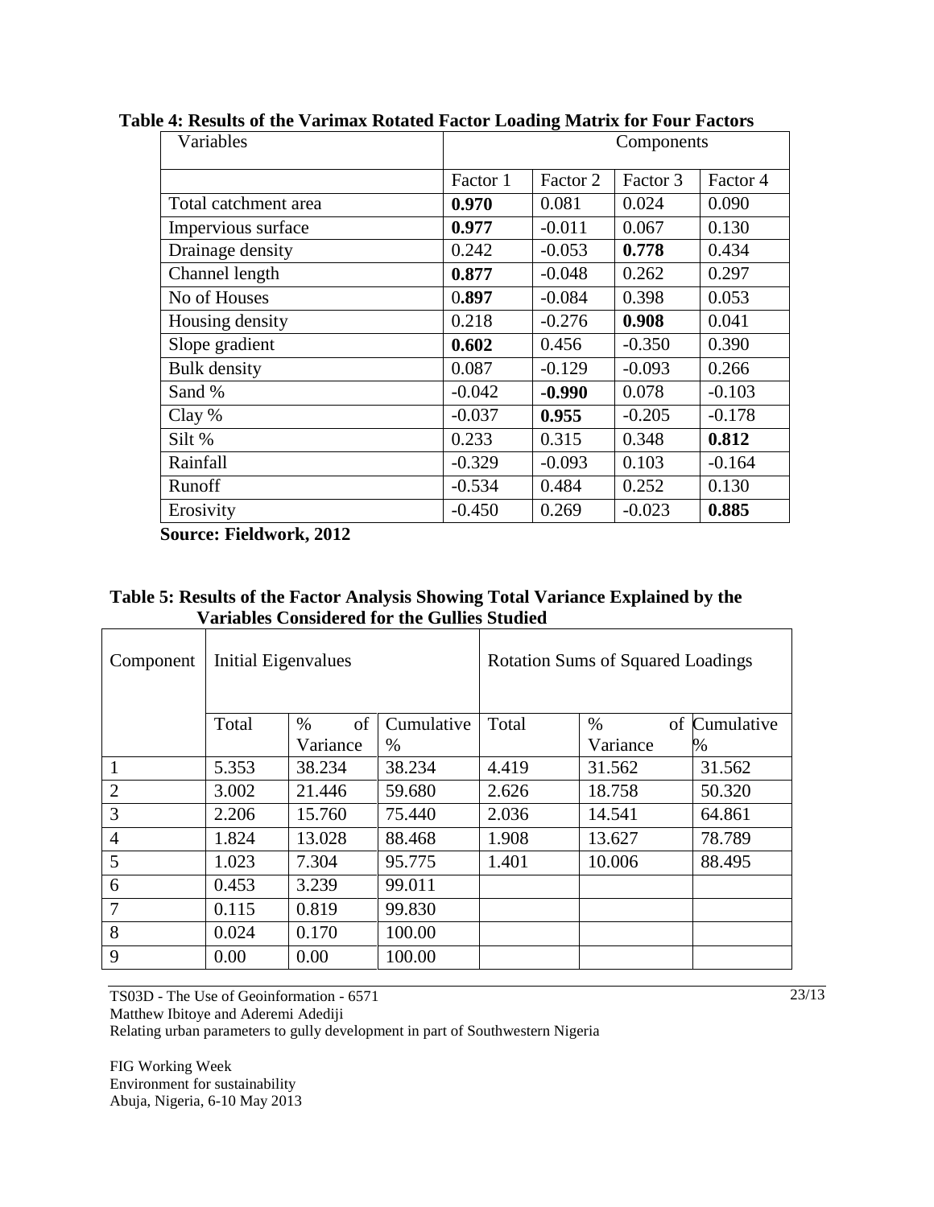**Table 4: Results of the Varimax Rotated Factor Loading Matrix for Four Factors**

| Variables | Components | | | |
|---|---|---|---|---|
| | Factor 1 | Factor 2 | Factor 3 | Factor 4 |
| Total catchment area | **0.970** | 0.081 | 0.024 | 0.090 |
| Impervious surface | **0.977** | -0.011 | 0.067 | 0.130 |
| Drainage density | 0.242 | -0.053 | **0.778** | 0.434 |
| Channel length | **0.877** | -0.048 | 0.262 | 0.297 |
| No of Houses | 0**.897** | -0.084 | 0.398 | 0.053 |
| Housing density | 0.218 | -0.276 | **0.908** | 0.041 |
| Slope gradient | **0.602** | 0.456 | -0.350 | 0.390 |
| Bulk density | 0.087 | -0.129 | -0.093 | 0.266 |
| Sand % | -0.042 | **-0.990** | 0.078 | -0.103 |
| Clay % | -0.037 | **0.955** | -0.205 | -0.178 |
| Silt % | 0.233 | 0.315 | 0.348 | **0.812** |
| Rainfall | -0.329 | -0.093 | 0.103 | -0.164 |
| Runoff | -0.534 | 0.484 | 0.252 | 0.130 |
| Erosivity | -0.450 | 0.269 | -0.023 | **0.885** |

**Source: Fieldwork, 2012**

**Table 5: Results of the Factor Analysis Showing Total Variance Explained by the Variables Considered for the Gullies Studied**

| Component | Initial Eigenvalues | | | Rotation Sums of Squared Loadings | | |
|---|---|---|---|---|---|---|
| | Total | % of Variance | Cumulative % | Total | % of Variance | Cumulative % |
| 1 | 5.353 | 38.234 | 38.234 | 4.419 | 31.562 | 31.562 |
| 2 | 3.002 | 21.446 | 59.680 | 2.626 | 18.758 | 50.320 |
| 3 | 2.206 | 15.760 | 75.440 | 2.036 | 14.541 | 64.861 |
| 4 | 1.824 | 13.028 | 88.468 | 1.908 | 13.627 | 78.789 |
| 5 | 1.023 | 7.304 | 95.775 | 1.401 | 10.006 | 88.495 |
| 6 | 0.453 | 3.239 | 99.011 | | | |
| 7 | 0.115 | 0.819 | 99.830 | | | |
| 8 | 0.024 | 0.170 | 100.00 | | | |
| 9 | 0.00 | 0.00 | 100.00 | | | |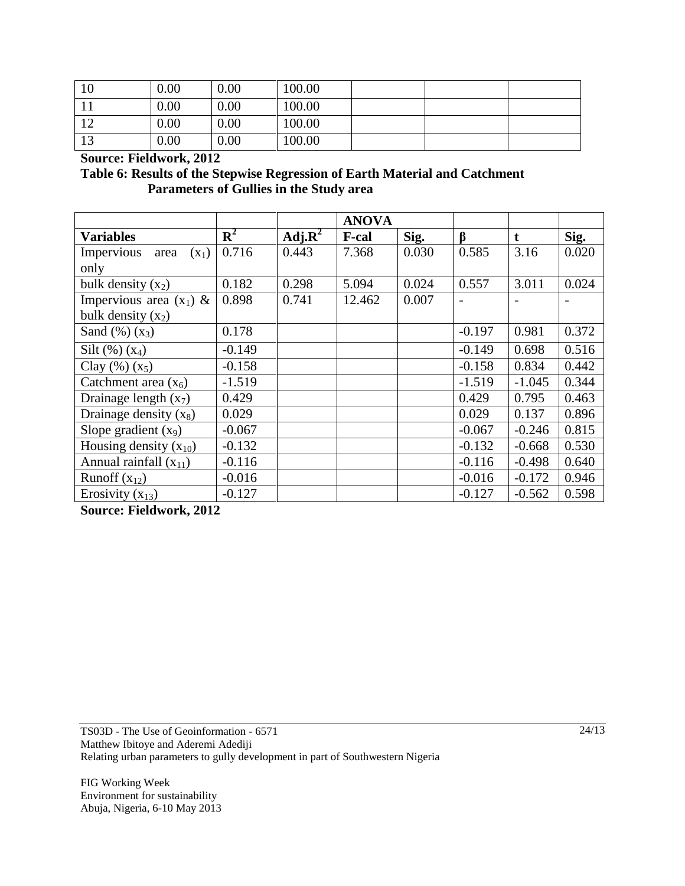| 10 | 0.00 | 0.00 | 100.00 | | | |
|---|---|---|---|---|---|---|
| 11 | 0.00 | 0.00 | 100.00 | | | |
| 12 | 0.00 | 0.00 | 100.00 | | | |
| 13 | 0.00 | 0.00 | 100.00 | | | |

**Source: Fieldwork, 2012**

**Table 6: Results of the Stepwise Regression of Earth Material and Catchment Parameters of Gullies in the Study area**

| | | | ANOVA | | | | |
|---|---|---|---|---|---|---|---|
| **Variables** | $R^2$ | Adj.$R^2$ | **F-cal** | **Sig.** | **β** | **t** | **Sig.** |
| Impervious area ($x_1$) only | 0.716 | 0.443 | 7.368 | 0.030 | 0.585 | 3.16 | 0.020 |
| bulk density ($x_2$) | 0.182 | 0.298 | 5.094 | 0.024 | 0.557 | 3.011 | 0.024 |
| Impervious area ($x_1$) & bulk density ($x_2$) | 0.898 | 0.741 | 12.462 | 0.007 | - | - | - |
| Sand (%) ($x_3$) | 0.178 | | | | -0.197 | 0.981 | 0.372 |
| Silt (%) ($x_4$) | -0.149 | | | | -0.149 | 0.698 | 0.516 |
| Clay (%) ($x_5$) | -0.158 | | | | -0.158 | 0.834 | 0.442 |
| Catchment area ($x_6$) | -1.519 | | | | -1.519 | -1.045 | 0.344 |
| Drainage length ($x_7$) | 0.429 | | | | 0.429 | 0.795 | 0.463 |
| Drainage density ($x_8$) | 0.029 | | | | 0.029 | 0.137 | 0.896 |
| Slope gradient ($x_9$) | -0.067 | | | | -0.067 | -0.246 | 0.815 |
| Housing density ($x_{10}$) | -0.132 | | | | -0.132 | -0.668 | 0.530 |
| Annual rainfall ($x_{11}$) | -0.116 | | | | -0.116 | -0.498 | 0.640 |
| Runoff ($x_{12}$) | -0.016 | | | | -0.016 | -0.172 | 0.946 |
| Erosivity ($x_{13}$) | -0.127 | | | | -0.127 | -0.562 | 0.598 |

**Source: Fieldwork, 2012**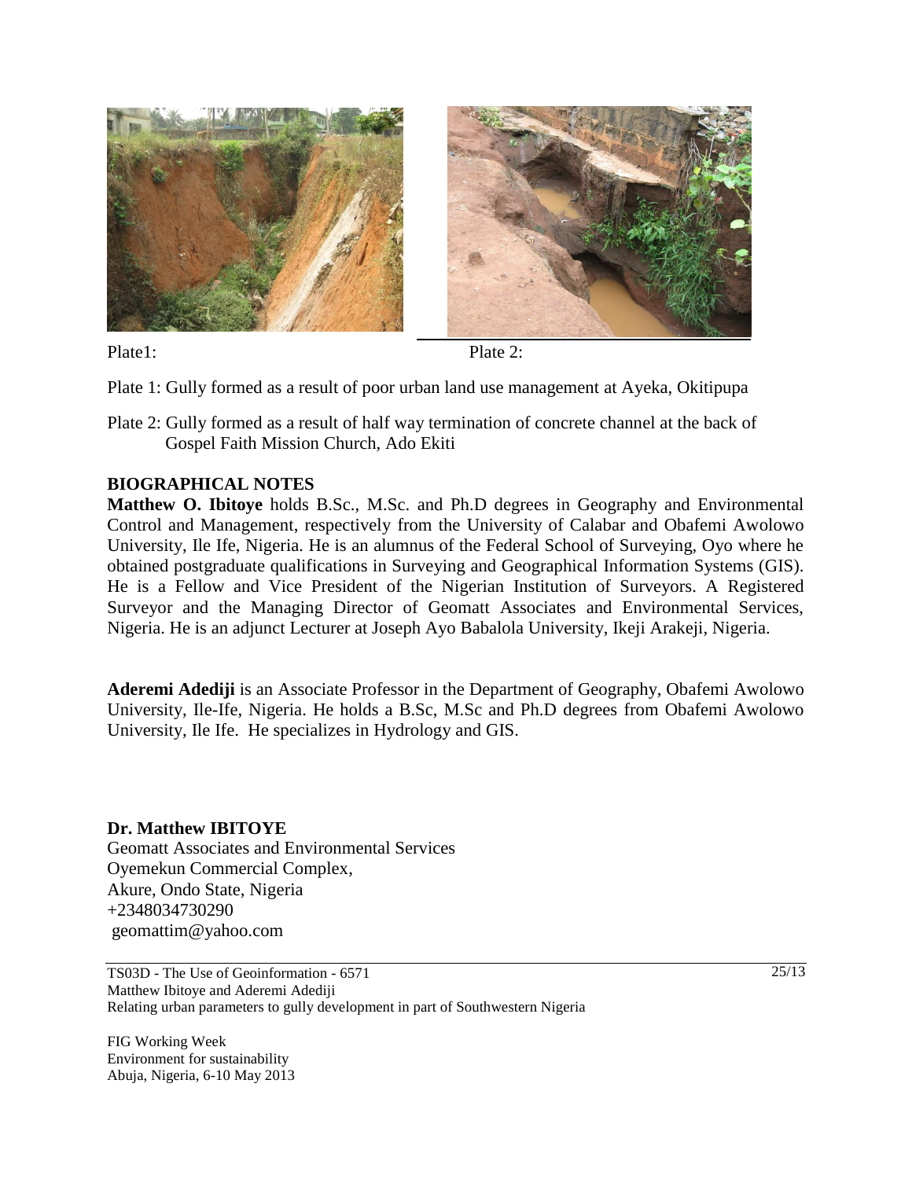Plate1: Plate 2:

Plate 1: Gully formed as a result of poor urban land use management at Ayeka, Okitipupa

Plate 2: Gully formed as a result of half way termination of concrete channel at the back of Gospel Faith Mission Church, Ado Ekiti

## BIOGRAPHICAL NOTES

**Matthew O. Ibitoye** holds B.Sc., M.Sc. and Ph.D degrees in Geography and Environmental Control and Management, respectively from the University of Calabar and Obafemi Awolowo University, Ile Ife, Nigeria. He is an alumnus of the Federal School of Surveying, Oyo where he obtained postgraduate qualifications in Surveying and Geographical Information Systems (GIS). He is a Fellow and Vice President of the Nigerian Institution of Surveyors. A Registered Surveyor and the Managing Director of Geomatt Associates and Environmental Services, Nigeria. He is an adjunct Lecturer at Joseph Ayo Babalola University, Ikeji Arakeji, Nigeria.

**Aderemi Adediji** is an Associate Professor in the Department of Geography, Obafemi Awolowo University, Ile-Ife, Nigeria. He holds a B.Sc, M.Sc and Ph.D degrees from Obafemi Awolowo University, Ile Ife. He specializes in Hydrology and GIS.

**Dr. Matthew IBITOYE**
Geomatt Associates and Environmental Services
Oyemekun Commercial Complex,
Akure, Ondo State, Nigeria
+2348034730290
geomattim@yahoo.com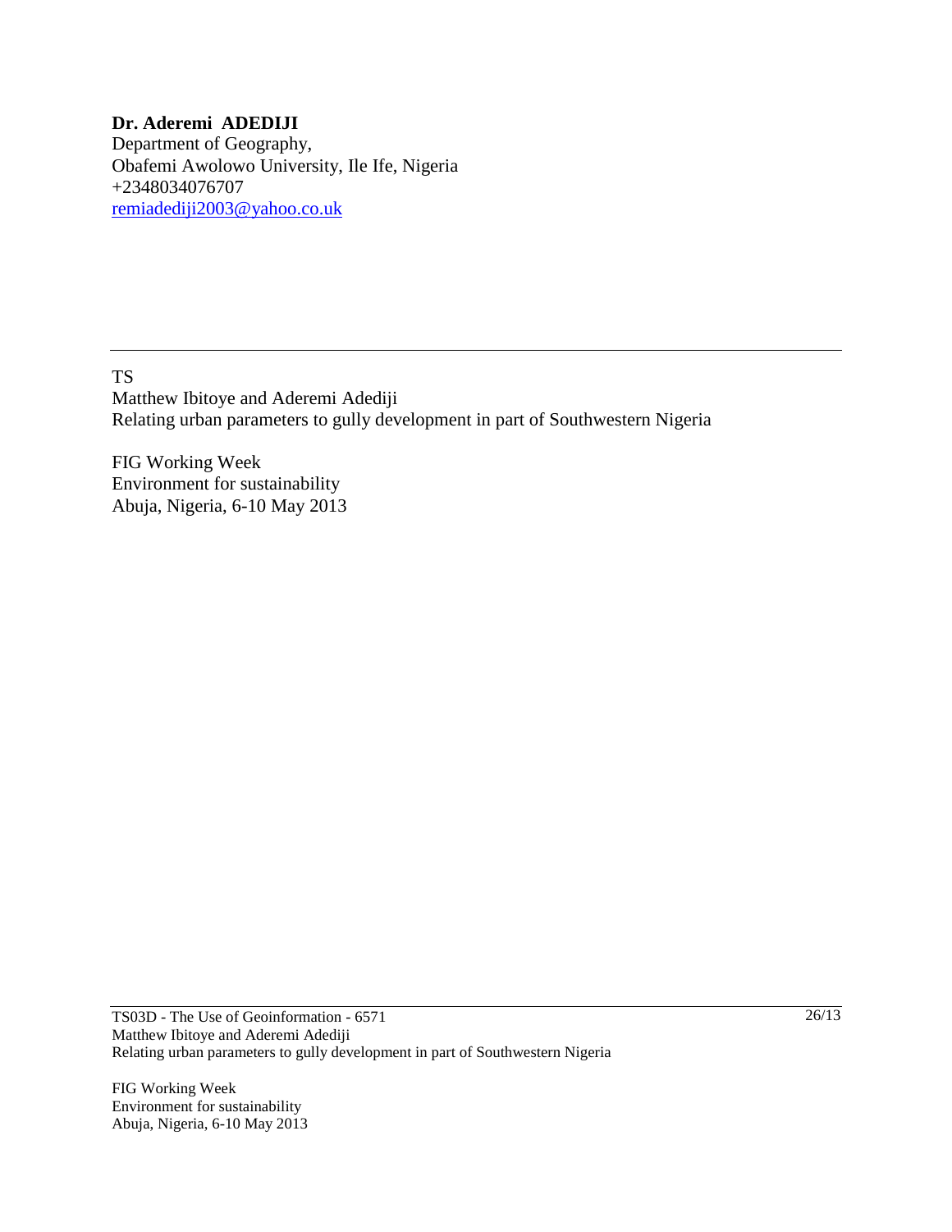**Dr. Aderemi ADEDIJI**
Department of Geography,
Obafemi Awolowo University, Ile Ife, Nigeria
+2348034076707
remiadediji2003@yahoo.co.uk

---

TS
Matthew Ibitoye and Aderemi Adediji
Relating urban parameters to gully development in part of Southwestern Nigeria

FIG Working Week
Environment for sustainability
Abuja, Nigeria, 6-10 May 2013